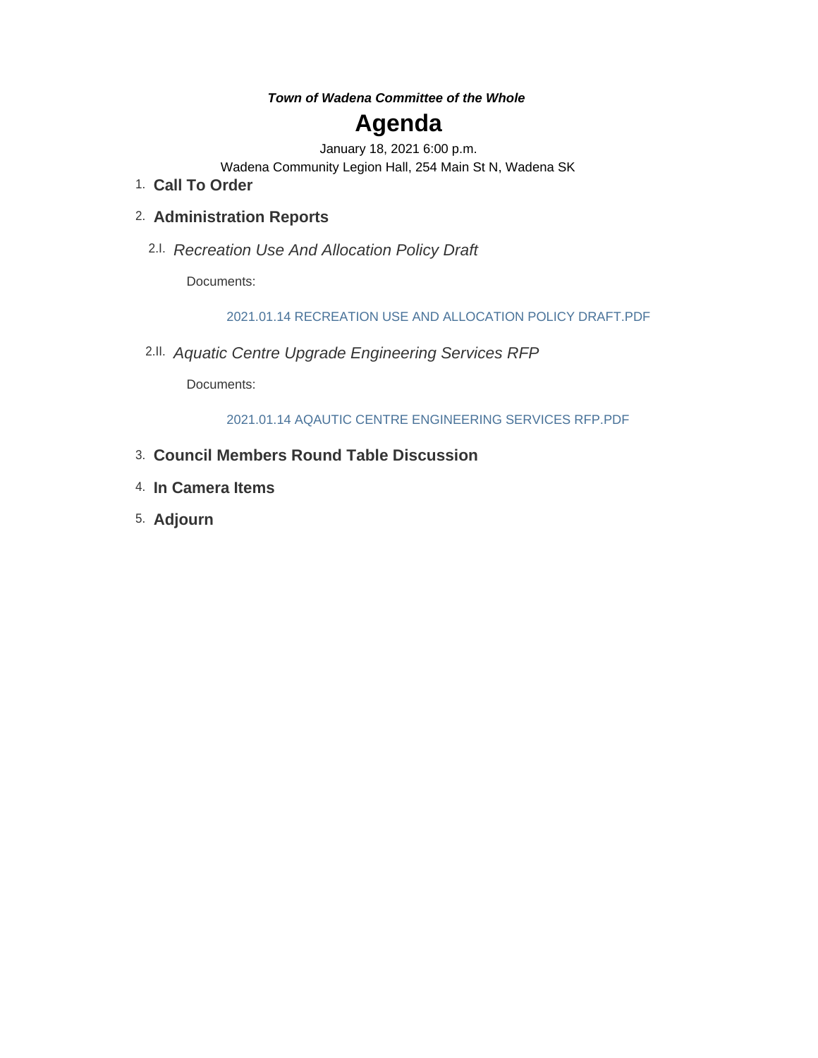***Town of Wadena Committee of the Whole***

# Agenda

January 18, 2021 6:00 p.m.

Wadena Community Legion Hall, 254 Main St N, Wadena SK

1. **Call To Order**

2. **Administration Reports**

   2.I. *Recreation Use And Allocation Policy Draft*

   Documents:

   2021.01.14 RECREATION USE AND ALLOCATION POLICY DRAFT.PDF

   2.II. *Aquatic Centre Upgrade Engineering Services RFP*

   Documents:

   2021.01.14 AQAUTIC CENTRE ENGINEERING SERVICES RFP.PDF

3. **Council Members Round Table Discussion**

4. **In Camera Items**

5. **Adjourn**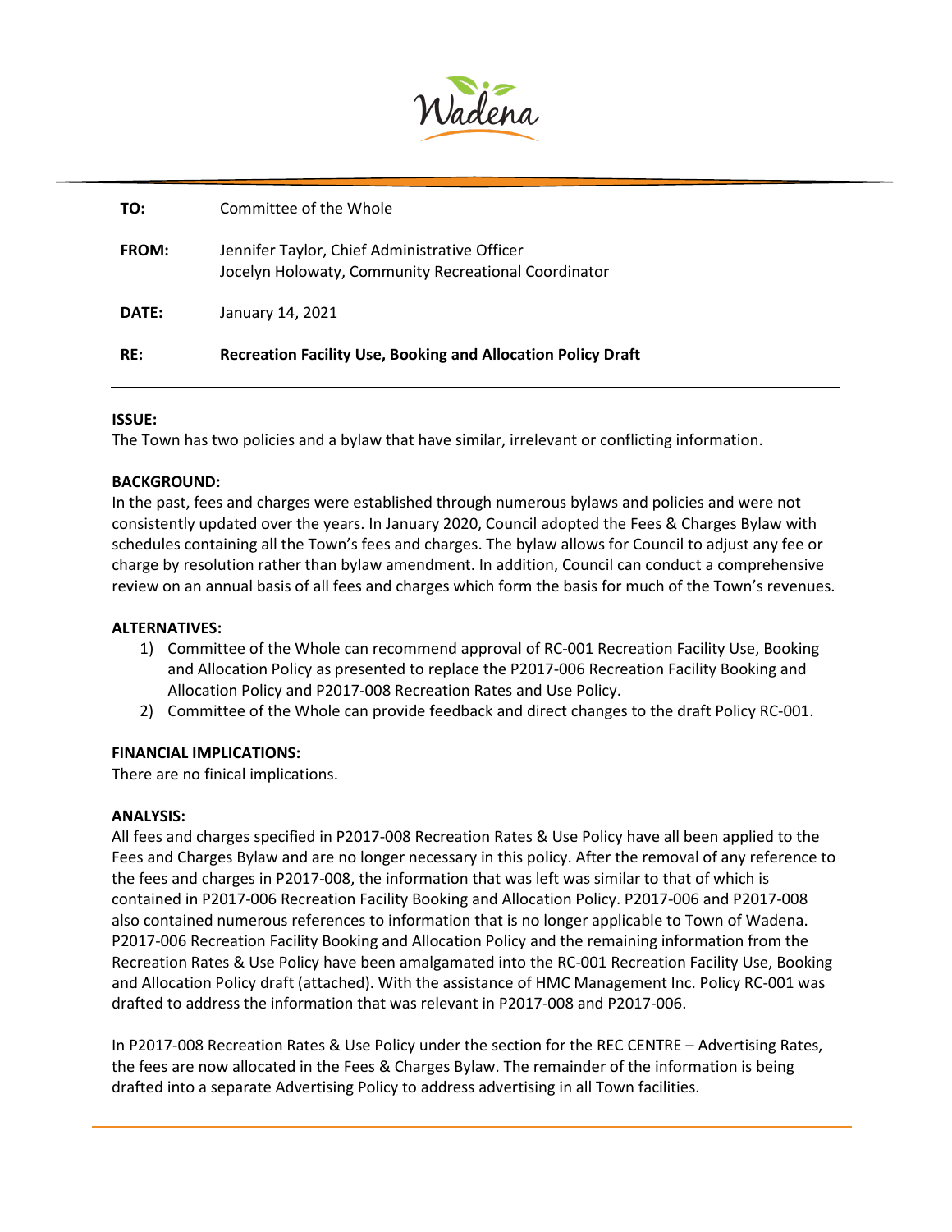Wadena

**TO:** Committee of the Whole

**FROM:** Jennifer Taylor, Chief Administrative Officer
Jocelyn Holowaty, Community Recreational Coordinator

**DATE:** January 14, 2021

**RE:** **Recreation Facility Use, Booking and Allocation Policy Draft**

---

**ISSUE:**
The Town has two policies and a bylaw that have similar, irrelevant or conflicting information.

**BACKGROUND:**
In the past, fees and charges were established through numerous bylaws and policies and were not consistently updated over the years. In January 2020, Council adopted the Fees & Charges Bylaw with schedules containing all the Town's fees and charges. The bylaw allows for Council to adjust any fee or charge by resolution rather than bylaw amendment. In addition, Council can conduct a comprehensive review on an annual basis of all fees and charges which form the basis for much of the Town's revenues.

**ALTERNATIVES:**

1) Committee of the Whole can recommend approval of RC-001 Recreation Facility Use, Booking and Allocation Policy as presented to replace the P2017-006 Recreation Facility Booking and Allocation Policy and P2017-008 Recreation Rates and Use Policy.
2) Committee of the Whole can provide feedback and direct changes to the draft Policy RC-001.

**FINANCIAL IMPLICATIONS:**
There are no finical implications.

**ANALYSIS:**
All fees and charges specified in P2017-008 Recreation Rates & Use Policy have all been applied to the Fees and Charges Bylaw and are no longer necessary in this policy. After the removal of any reference to the fees and charges in P2017-008, the information that was left was similar to that of which is contained in P2017-006 Recreation Facility Booking and Allocation Policy. P2017-006 and P2017-008 also contained numerous references to information that is no longer applicable to Town of Wadena. P2017-006 Recreation Facility Booking and Allocation Policy and the remaining information from the Recreation Rates & Use Policy have been amalgamated into the RC-001 Recreation Facility Use, Booking and Allocation Policy draft (attached). With the assistance of HMC Management Inc. Policy RC-001 was drafted to address the information that was relevant in P2017-008 and P2017-006.

In P2017-008 Recreation Rates & Use Policy under the section for the REC CENTRE – Advertising Rates, the fees are now allocated in the Fees & Charges Bylaw. The remainder of the information is being drafted into a separate Advertising Policy to address advertising in all Town facilities.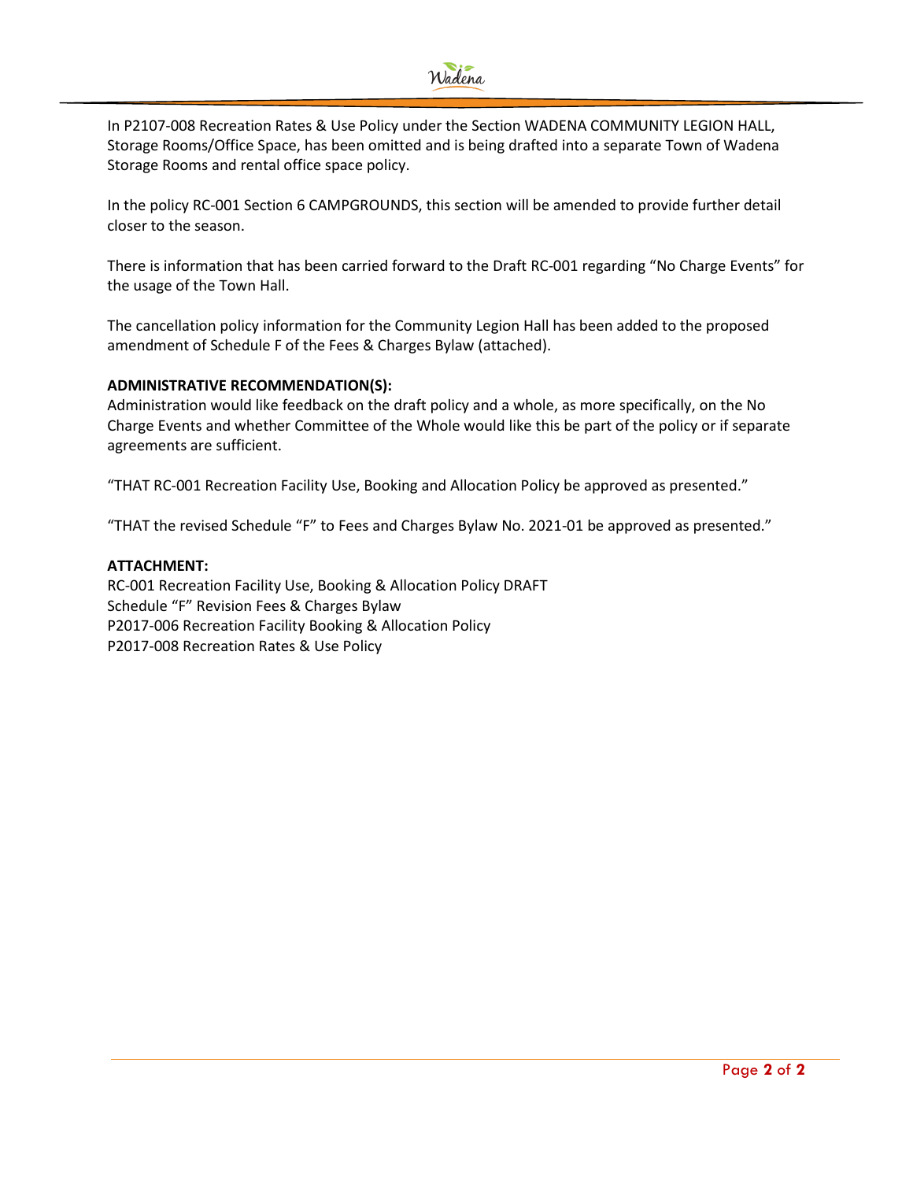In P2107-008 Recreation Rates & Use Policy under the Section WADENA COMMUNITY LEGION HALL, Storage Rooms/Office Space, has been omitted and is being drafted into a separate Town of Wadena Storage Rooms and rental office space policy.

In the policy RC-001 Section 6 CAMPGROUNDS, this section will be amended to provide further detail closer to the season.

There is information that has been carried forward to the Draft RC-001 regarding "No Charge Events" for the usage of the Town Hall.

The cancellation policy information for the Community Legion Hall has been added to the proposed amendment of Schedule F of the Fees & Charges Bylaw (attached).

**ADMINISTRATIVE RECOMMENDATION(S):**
Administration would like feedback on the draft policy and a whole, as more specifically, on the No Charge Events and whether Committee of the Whole would like this be part of the policy or if separate agreements are sufficient.

"THAT RC-001 Recreation Facility Use, Booking and Allocation Policy be approved as presented."

"THAT the revised Schedule "F" to Fees and Charges Bylaw No. 2021-01 be approved as presented."

**ATTACHMENT:**
RC-001 Recreation Facility Use, Booking & Allocation Policy DRAFT
Schedule "F" Revision Fees & Charges Bylaw
P2017-006 Recreation Facility Booking & Allocation Policy
P2017-008 Recreation Rates & Use Policy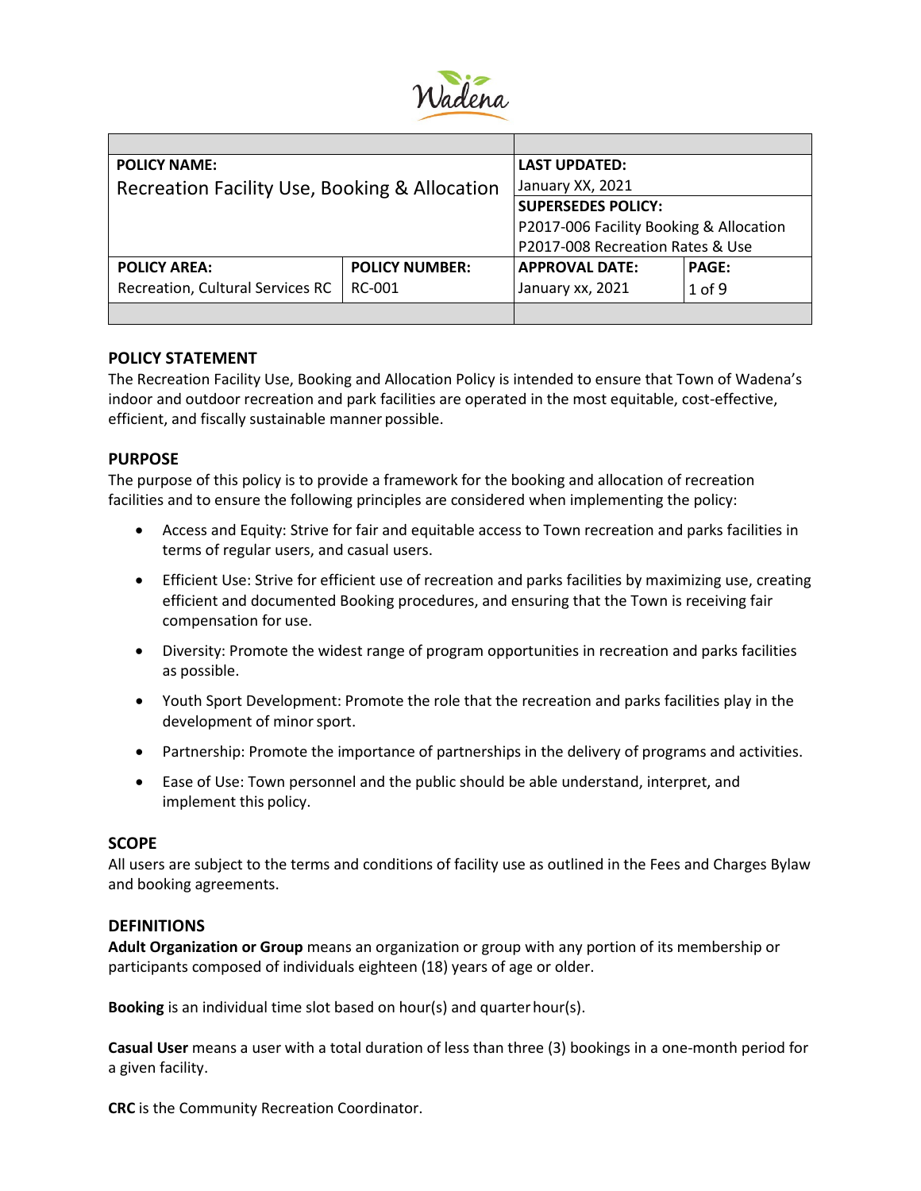| POLICY NAME: | | LAST UPDATED: | |
|---|---|---|---|
| Recreation Facility Use, Booking & Allocation | | January XX, 2021 | |
| | | **SUPERSEDES POLICY:** | |
| | | P2017-006 Facility Booking & Allocation | |
| | | P2017-008 Recreation Rates & Use | |
| **POLICY AREA:** | **POLICY NUMBER:** | **APPROVAL DATE:** | **PAGE:** |
| Recreation, Cultural Services RC | RC-001 | January xx, 2021 | 1 of 9 |

## POLICY STATEMENT

The Recreation Facility Use, Booking and Allocation Policy is intended to ensure that Town of Wadena's indoor and outdoor recreation and park facilities are operated in the most equitable, cost-effective, efficient, and fiscally sustainable manner possible.

## PURPOSE

The purpose of this policy is to provide a framework for the booking and allocation of recreation facilities and to ensure the following principles are considered when implementing the policy:

- Access and Equity: Strive for fair and equitable access to Town recreation and parks facilities in terms of regular users, and casual users.
- Efficient Use: Strive for efficient use of recreation and parks facilities by maximizing use, creating efficient and documented Booking procedures, and ensuring that the Town is receiving fair compensation for use.
- Diversity: Promote the widest range of program opportunities in recreation and parks facilities as possible.
- Youth Sport Development: Promote the role that the recreation and parks facilities play in the development of minor sport.
- Partnership: Promote the importance of partnerships in the delivery of programs and activities.
- Ease of Use: Town personnel and the public should be able understand, interpret, and implement this policy.

## SCOPE

All users are subject to the terms and conditions of facility use as outlined in the Fees and Charges Bylaw and booking agreements.

## DEFINITIONS

**Adult Organization or Group** means an organization or group with any portion of its membership or participants composed of individuals eighteen (18) years of age or older.

**Booking** is an individual time slot based on hour(s) and quarter hour(s).

**Casual User** means a user with a total duration of less than three (3) bookings in a one-month period for a given facility.

**CRC** is the Community Recreation Coordinator.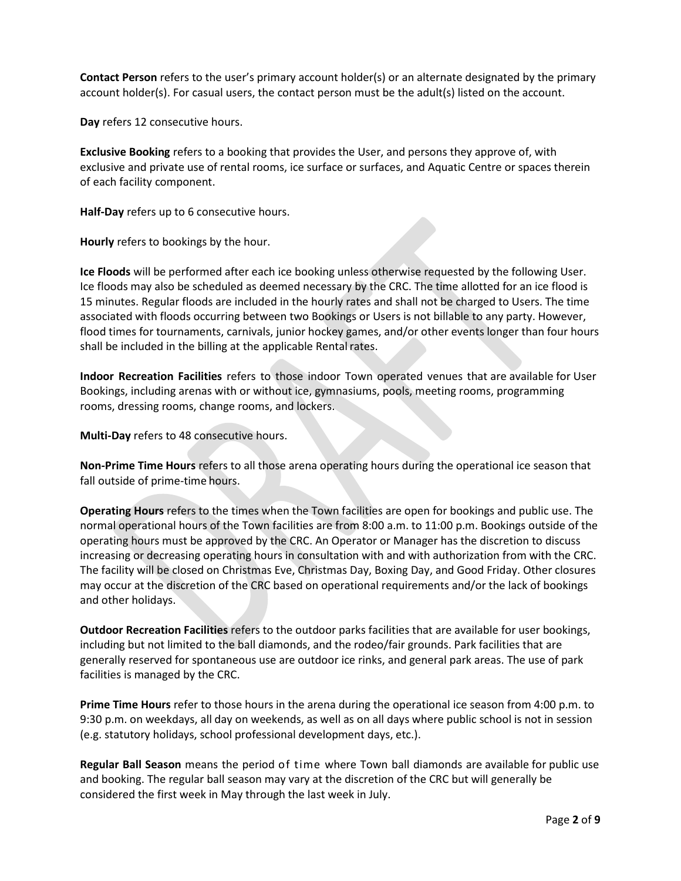**Contact Person** refers to the user's primary account holder(s) or an alternate designated by the primary account holder(s). For casual users, the contact person must be the adult(s) listed on the account.

**Day** refers 12 consecutive hours.

**Exclusive Booking** refers to a booking that provides the User, and persons they approve of, with exclusive and private use of rental rooms, ice surface or surfaces, and Aquatic Centre or spaces therein of each facility component.

**Half-Day** refers up to 6 consecutive hours.

**Hourly** refers to bookings by the hour.

**Ice Floods** will be performed after each ice booking unless otherwise requested by the following User. Ice floods may also be scheduled as deemed necessary by the CRC. The time allotted for an ice flood is 15 minutes. Regular floods are included in the hourly rates and shall not be charged to Users. The time associated with floods occurring between two Bookings or Users is not billable to any party. However, flood times for tournaments, carnivals, junior hockey games, and/or other events longer than four hours shall be included in the billing at the applicable Rental rates.

**Indoor Recreation Facilities** refers to those indoor Town operated venues that are available for User Bookings, including arenas with or without ice, gymnasiums, pools, meeting rooms, programming rooms, dressing rooms, change rooms, and lockers.

**Multi-Day** refers to 48 consecutive hours.

**Non-Prime Time Hours** refers to all those arena operating hours during the operational ice season that fall outside of prime-time hours.

**Operating Hours** refers to the times when the Town facilities are open for bookings and public use. The normal operational hours of the Town facilities are from 8:00 a.m. to 11:00 p.m. Bookings outside of the operating hours must be approved by the CRC. An Operator or Manager has the discretion to discuss increasing or decreasing operating hours in consultation with and with authorization from with the CRC. The facility will be closed on Christmas Eve, Christmas Day, Boxing Day, and Good Friday. Other closures may occur at the discretion of the CRC based on operational requirements and/or the lack of bookings and other holidays.

**Outdoor Recreation Facilities** refers to the outdoor parks facilities that are available for user bookings, including but not limited to the ball diamonds, and the rodeo/fair grounds. Park facilities that are generally reserved for spontaneous use are outdoor ice rinks, and general park areas. The use of park facilities is managed by the CRC.

**Prime Time Hours** refer to those hours in the arena during the operational ice season from 4:00 p.m. to 9:30 p.m. on weekdays, all day on weekends, as well as on all days where public school is not in session (e.g. statutory holidays, school professional development days, etc.).

**Regular Ball Season** means the period of time where Town ball diamonds are available for public use and booking. The regular ball season may vary at the discretion of the CRC but will generally be considered the first week in May through the last week in July.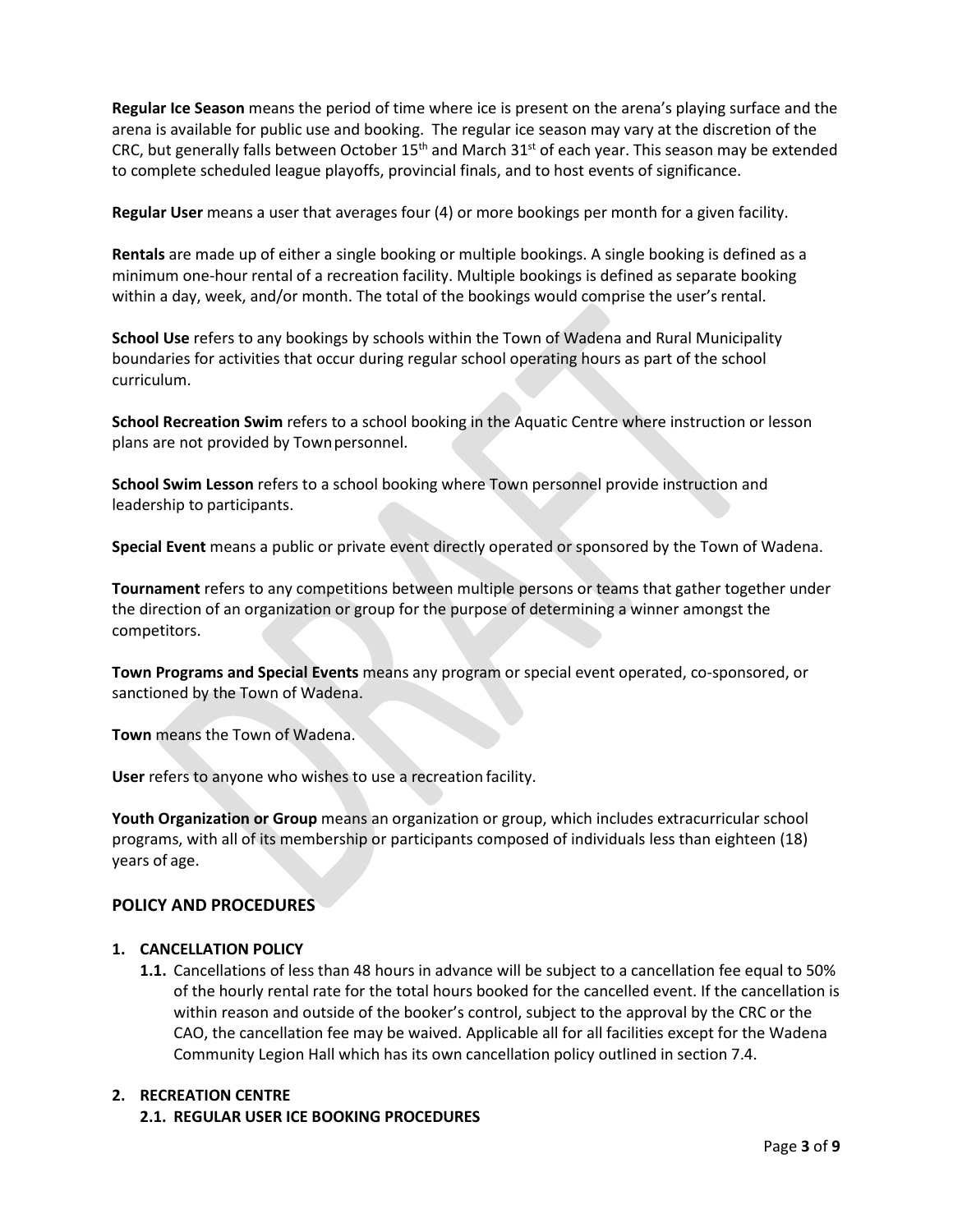**Regular Ice Season** means the period of time where ice is present on the arena's playing surface and the arena is available for public use and booking. The regular ice season may vary at the discretion of the CRC, but generally falls between October 15th and March 31st of each year. This season may be extended to complete scheduled league playoffs, provincial finals, and to host events of significance.

**Regular User** means a user that averages four (4) or more bookings per month for a given facility.

**Rentals** are made up of either a single booking or multiple bookings. A single booking is defined as a minimum one-hour rental of a recreation facility. Multiple bookings is defined as separate booking within a day, week, and/or month. The total of the bookings would comprise the user's rental.

**School Use** refers to any bookings by schools within the Town of Wadena and Rural Municipality boundaries for activities that occur during regular school operating hours as part of the school curriculum.

**School Recreation Swim** refers to a school booking in the Aquatic Centre where instruction or lesson plans are not provided by Town personnel.

**School Swim Lesson** refers to a school booking where Town personnel provide instruction and leadership to participants.

**Special Event** means a public or private event directly operated or sponsored by the Town of Wadena.

**Tournament** refers to any competitions between multiple persons or teams that gather together under the direction of an organization or group for the purpose of determining a winner amongst the competitors.

**Town Programs and Special Events** means any program or special event operated, co-sponsored, or sanctioned by the Town of Wadena.

**Town** means the Town of Wadena.

**User** refers to anyone who wishes to use a recreation facility.

**Youth Organization or Group** means an organization or group, which includes extracurricular school programs, with all of its membership or participants composed of individuals less than eighteen (18) years of age.

## POLICY AND PROCEDURES

### 1. CANCELLATION POLICY

**1.1.** Cancellations of less than 48 hours in advance will be subject to a cancellation fee equal to 50% of the hourly rental rate for the total hours booked for the cancelled event. If the cancellation is within reason and outside of the booker's control, subject to the approval by the CRC or the CAO, the cancellation fee may be waived. Applicable all for all facilities except for the Wadena Community Legion Hall which has its own cancellation policy outlined in section 7.4.

### 2. RECREATION CENTRE

#### 2.1. REGULAR USER ICE BOOKING PROCEDURES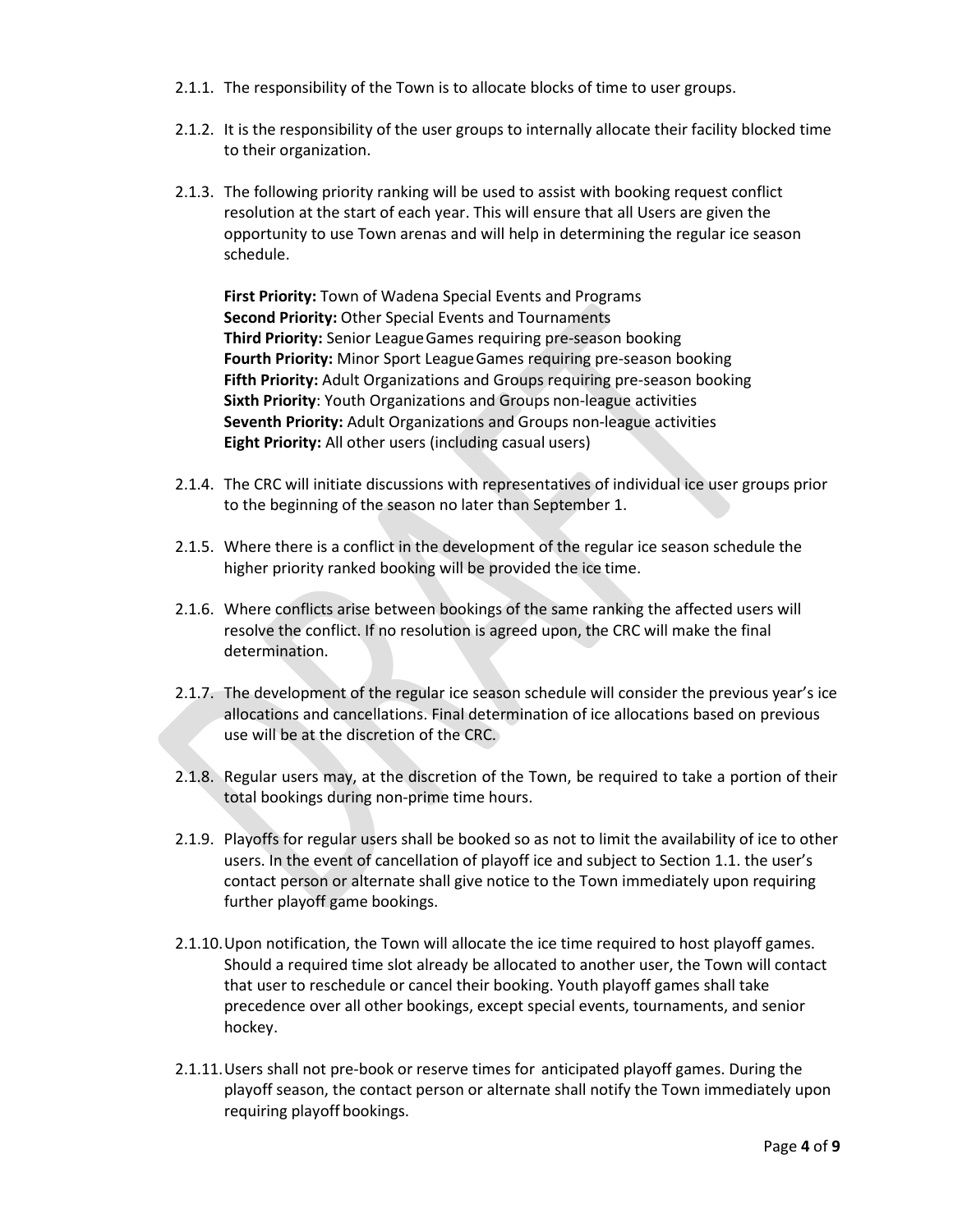2.1.1. The responsibility of the Town is to allocate blocks of time to user groups.

2.1.2. It is the responsibility of the user groups to internally allocate their facility blocked time to their organization.

2.1.3. The following priority ranking will be used to assist with booking request conflict resolution at the start of each year. This will ensure that all Users are given the opportunity to use Town arenas and will help in determining the regular ice season schedule.

**First Priority:** Town of Wadena Special Events and Programs
**Second Priority:** Other Special Events and Tournaments
**Third Priority:** Senior League Games requiring pre-season booking
**Fourth Priority:** Minor Sport League Games requiring pre-season booking
**Fifth Priority:** Adult Organizations and Groups requiring pre-season booking
**Sixth Priority**: Youth Organizations and Groups non-league activities
**Seventh Priority:** Adult Organizations and Groups non-league activities
**Eight Priority:** All other users (including casual users)

2.1.4. The CRC will initiate discussions with representatives of individual ice user groups prior to the beginning of the season no later than September 1.

2.1.5. Where there is a conflict in the development of the regular ice season schedule the higher priority ranked booking will be provided the ice time.

2.1.6. Where conflicts arise between bookings of the same ranking the affected users will resolve the conflict. If no resolution is agreed upon, the CRC will make the final determination.

2.1.7. The development of the regular ice season schedule will consider the previous year's ice allocations and cancellations. Final determination of ice allocations based on previous use will be at the discretion of the CRC.

2.1.8. Regular users may, at the discretion of the Town, be required to take a portion of their total bookings during non-prime time hours.

2.1.9. Playoffs for regular users shall be booked so as not to limit the availability of ice to other users. In the event of cancellation of playoff ice and subject to Section 1.1. the user's contact person or alternate shall give notice to the Town immediately upon requiring further playoff game bookings.

2.1.10. Upon notification, the Town will allocate the ice time required to host playoff games. Should a required time slot already be allocated to another user, the Town will contact that user to reschedule or cancel their booking. Youth playoff games shall take precedence over all other bookings, except special events, tournaments, and senior hockey.

2.1.11. Users shall not pre-book or reserve times for anticipated playoff games. During the playoff season, the contact person or alternate shall notify the Town immediately upon requiring playoff bookings.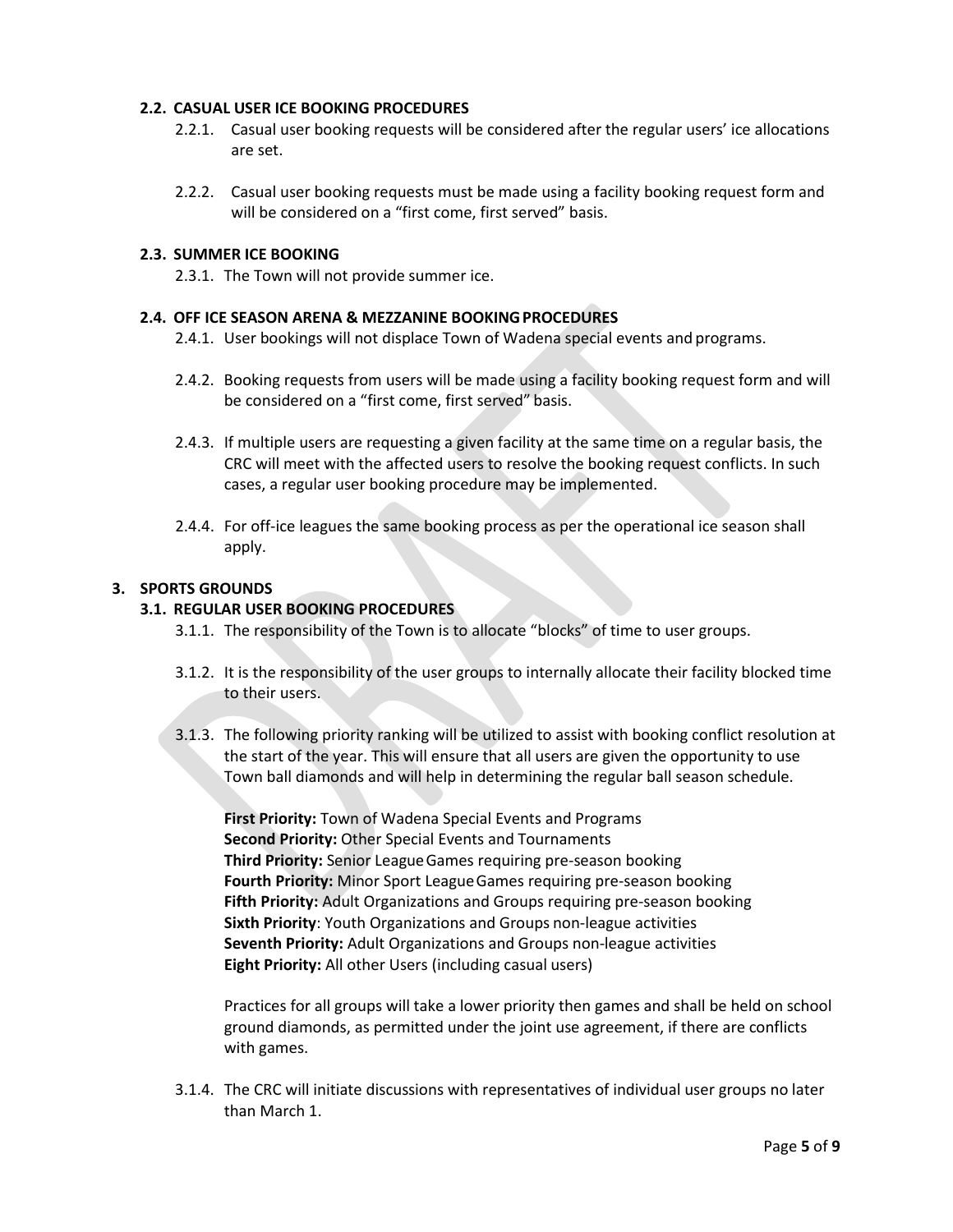### 2.2. CASUAL USER ICE BOOKING PROCEDURES

2.2.1. Casual user booking requests will be considered after the regular users' ice allocations are set.

2.2.2. Casual user booking requests must be made using a facility booking request form and will be considered on a "first come, first served" basis.

### 2.3. SUMMER ICE BOOKING

2.3.1. The Town will not provide summer ice.

### 2.4. OFF ICE SEASON ARENA & MEZZANINE BOOKING PROCEDURES

2.4.1. User bookings will not displace Town of Wadena special events and programs.

2.4.2. Booking requests from users will be made using a facility booking request form and will be considered on a "first come, first served" basis.

2.4.3. If multiple users are requesting a given facility at the same time on a regular basis, the CRC will meet with the affected users to resolve the booking request conflicts. In such cases, a regular user booking procedure may be implemented.

2.4.4. For off-ice leagues the same booking process as per the operational ice season shall apply.

## 3. SPORTS GROUNDS

### 3.1. REGULAR USER BOOKING PROCEDURES

3.1.1. The responsibility of the Town is to allocate "blocks" of time to user groups.

3.1.2. It is the responsibility of the user groups to internally allocate their facility blocked time to their users.

3.1.3. The following priority ranking will be utilized to assist with booking conflict resolution at the start of the year. This will ensure that all users are given the opportunity to use Town ball diamonds and will help in determining the regular ball season schedule.

**First Priority:** Town of Wadena Special Events and Programs
**Second Priority:** Other Special Events and Tournaments
**Third Priority:** Senior League Games requiring pre-season booking
**Fourth Priority:** Minor Sport League Games requiring pre-season booking
**Fifth Priority:** Adult Organizations and Groups requiring pre-season booking
**Sixth Priority**: Youth Organizations and Groups non-league activities
**Seventh Priority:** Adult Organizations and Groups non-league activities
**Eight Priority:** All other Users (including casual users)

Practices for all groups will take a lower priority then games and shall be held on school ground diamonds, as permitted under the joint use agreement, if there are conflicts with games.

3.1.4. The CRC will initiate discussions with representatives of individual user groups no later than March 1.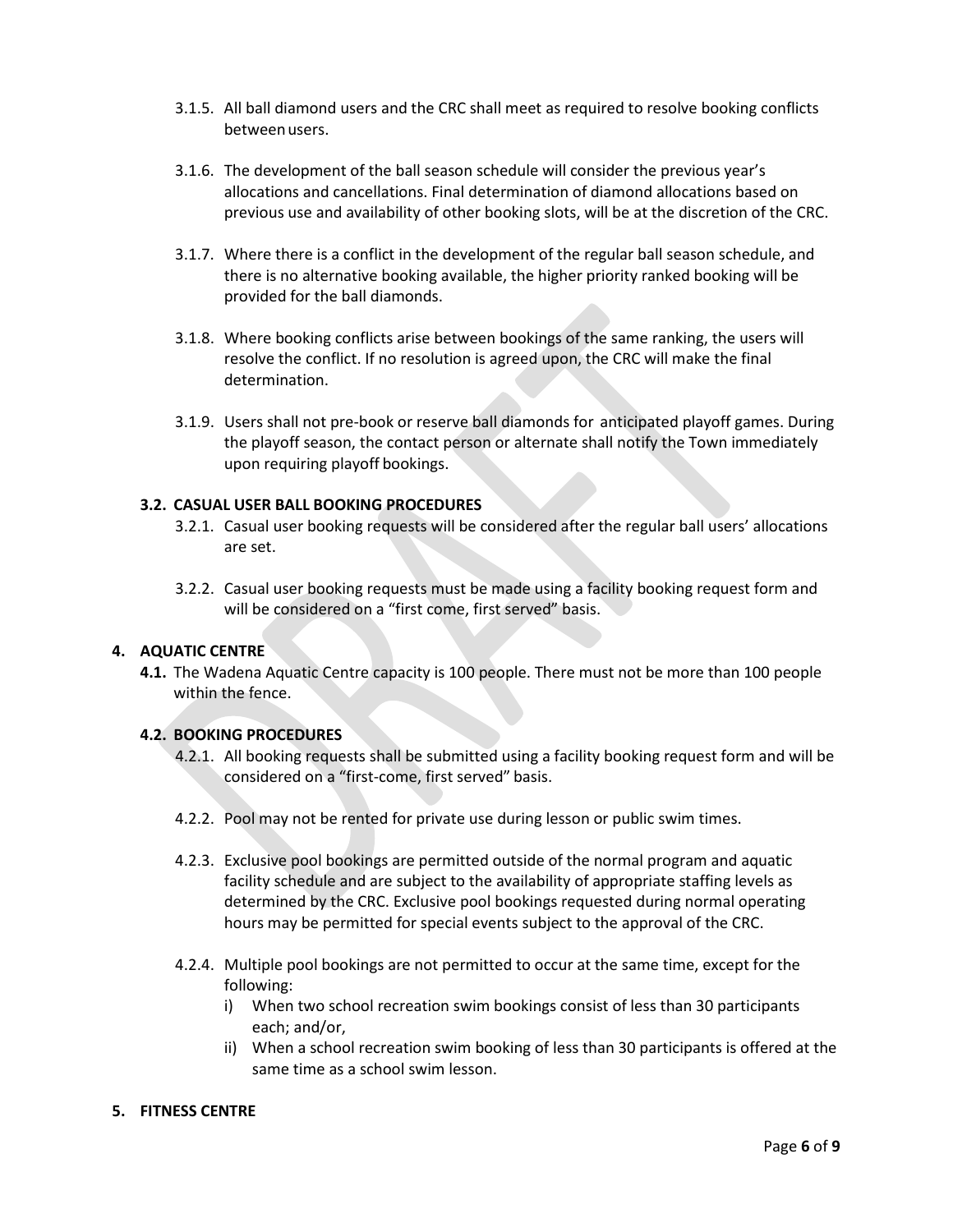3.1.5. All ball diamond users and the CRC shall meet as required to resolve booking conflicts between users.

3.1.6. The development of the ball season schedule will consider the previous year's allocations and cancellations. Final determination of diamond allocations based on previous use and availability of other booking slots, will be at the discretion of the CRC.

3.1.7. Where there is a conflict in the development of the regular ball season schedule, and there is no alternative booking available, the higher priority ranked booking will be provided for the ball diamonds.

3.1.8. Where booking conflicts arise between bookings of the same ranking, the users will resolve the conflict. If no resolution is agreed upon, the CRC will make the final determination.

3.1.9. Users shall not pre-book or reserve ball diamonds for anticipated playoff games. During the playoff season, the contact person or alternate shall notify the Town immediately upon requiring playoff bookings.

### 3.2. CASUAL USER BALL BOOKING PROCEDURES

3.2.1. Casual user booking requests will be considered after the regular ball users' allocations are set.

3.2.2. Casual user booking requests must be made using a facility booking request form and will be considered on a "first come, first served" basis.

## 4. AQUATIC CENTRE

**4.1.** The Wadena Aquatic Centre capacity is 100 people. There must not be more than 100 people within the fence.

### 4.2. BOOKING PROCEDURES

4.2.1. All booking requests shall be submitted using a facility booking request form and will be considered on a "first-come, first served" basis.

4.2.2. Pool may not be rented for private use during lesson or public swim times.

4.2.3. Exclusive pool bookings are permitted outside of the normal program and aquatic facility schedule and are subject to the availability of appropriate staffing levels as determined by the CRC. Exclusive pool bookings requested during normal operating hours may be permitted for special events subject to the approval of the CRC.

4.2.4. Multiple pool bookings are not permitted to occur at the same time, except for the following:

i) When two school recreation swim bookings consist of less than 30 participants each; and/or,

ii) When a school recreation swim booking of less than 30 participants is offered at the same time as a school swim lesson.

## 5. FITNESS CENTRE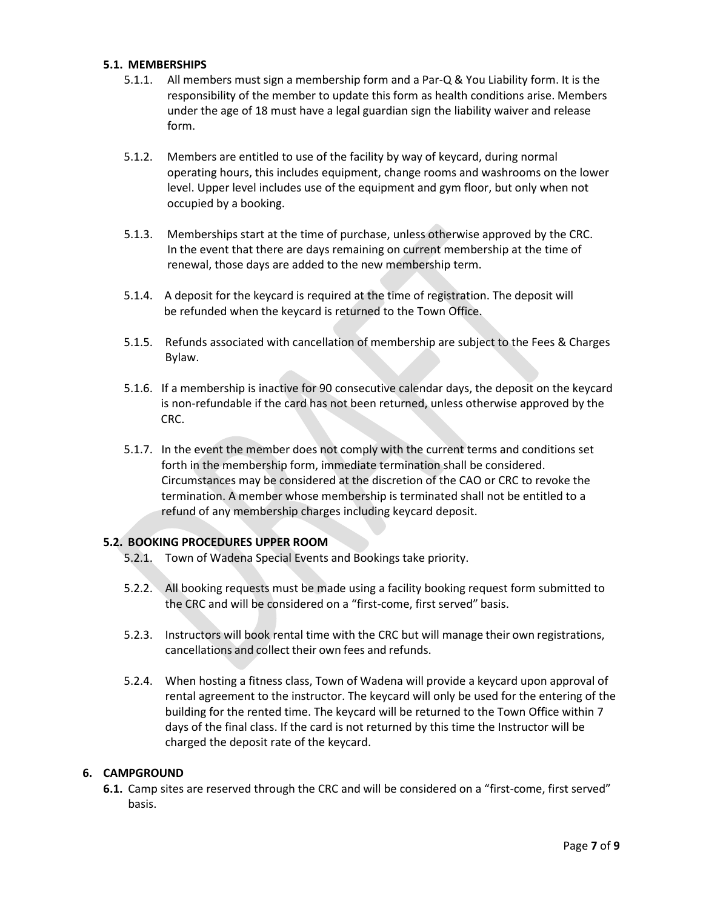### 5.1. MEMBERSHIPS

5.1.1. All members must sign a membership form and a Par-Q & You Liability form. It is the responsibility of the member to update this form as health conditions arise. Members under the age of 18 must have a legal guardian sign the liability waiver and release form.

5.1.2. Members are entitled to use of the facility by way of keycard, during normal operating hours, this includes equipment, change rooms and washrooms on the lower level. Upper level includes use of the equipment and gym floor, but only when not occupied by a booking.

5.1.3. Memberships start at the time of purchase, unless otherwise approved by the CRC. In the event that there are days remaining on current membership at the time of renewal, those days are added to the new membership term.

5.1.4. A deposit for the keycard is required at the time of registration. The deposit will be refunded when the keycard is returned to the Town Office.

5.1.5. Refunds associated with cancellation of membership are subject to the Fees & Charges Bylaw.

5.1.6. If a membership is inactive for 90 consecutive calendar days, the deposit on the keycard is non-refundable if the card has not been returned, unless otherwise approved by the CRC.

5.1.7. In the event the member does not comply with the current terms and conditions set forth in the membership form, immediate termination shall be considered. Circumstances may be considered at the discretion of the CAO or CRC to revoke the termination. A member whose membership is terminated shall not be entitled to a refund of any membership charges including keycard deposit.

### 5.2. BOOKING PROCEDURES UPPER ROOM

5.2.1. Town of Wadena Special Events and Bookings take priority.

5.2.2. All booking requests must be made using a facility booking request form submitted to the CRC and will be considered on a "first-come, first served" basis.

5.2.3. Instructors will book rental time with the CRC but will manage their own registrations, cancellations and collect their own fees and refunds.

5.2.4. When hosting a fitness class, Town of Wadena will provide a keycard upon approval of rental agreement to the instructor. The keycard will only be used for the entering of the building for the rented time. The keycard will be returned to the Town Office within 7 days of the final class. If the card is not returned by this time the Instructor will be charged the deposit rate of the keycard.

## 6. CAMPGROUND

**6.1.** Camp sites are reserved through the CRC and will be considered on a "first-come, first served" basis.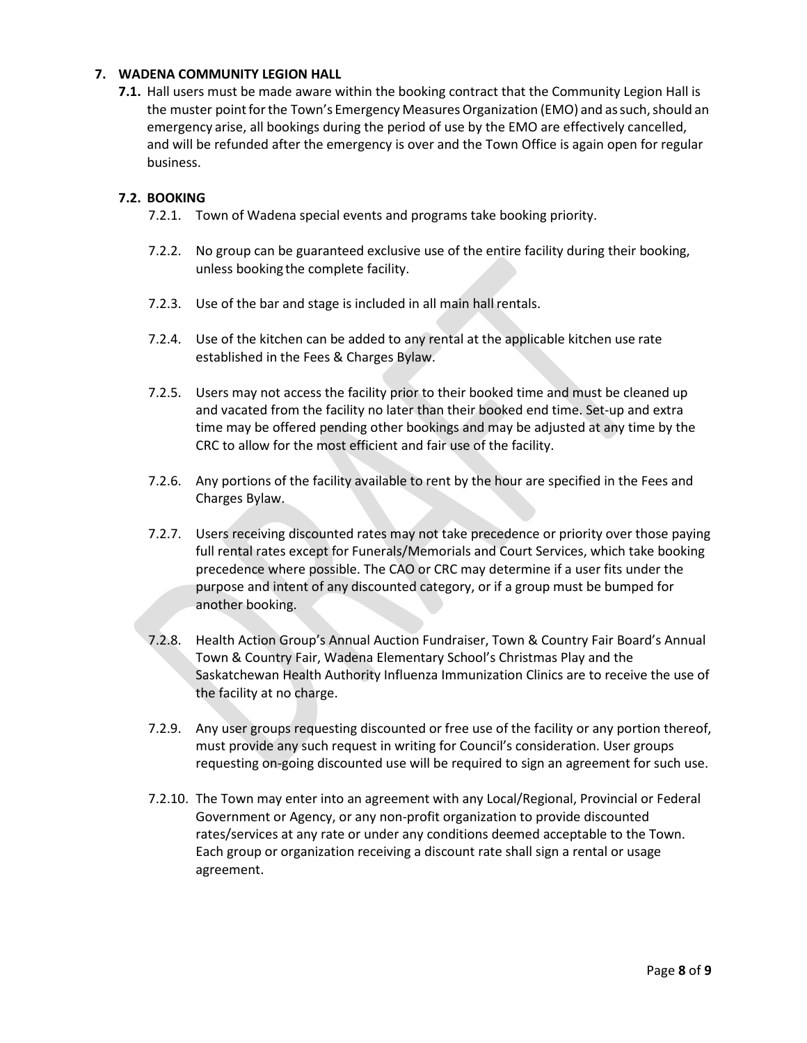## 7. WADENA COMMUNITY LEGION HALL

**7.1.** Hall users must be made aware within the booking contract that the Community Legion Hall is the muster point for the Town's Emergency Measures Organization (EMO) and as such, should an emergency arise, all bookings during the period of use by the EMO are effectively cancelled, and will be refunded after the emergency is over and the Town Office is again open for regular business.

### 7.2. BOOKING

7.2.1. Town of Wadena special events and programs take booking priority.

7.2.2. No group can be guaranteed exclusive use of the entire facility during their booking, unless booking the complete facility.

7.2.3. Use of the bar and stage is included in all main hall rentals.

7.2.4. Use of the kitchen can be added to any rental at the applicable kitchen use rate established in the Fees & Charges Bylaw.

7.2.5. Users may not access the facility prior to their booked time and must be cleaned up and vacated from the facility no later than their booked end time. Set-up and extra time may be offered pending other bookings and may be adjusted at any time by the CRC to allow for the most efficient and fair use of the facility.

7.2.6. Any portions of the facility available to rent by the hour are specified in the Fees and Charges Bylaw.

7.2.7. Users receiving discounted rates may not take precedence or priority over those paying full rental rates except for Funerals/Memorials and Court Services, which take booking precedence where possible. The CAO or CRC may determine if a user fits under the purpose and intent of any discounted category, or if a group must be bumped for another booking.

7.2.8. Health Action Group's Annual Auction Fundraiser, Town & Country Fair Board's Annual Town & Country Fair, Wadena Elementary School's Christmas Play and the Saskatchewan Health Authority Influenza Immunization Clinics are to receive the use of the facility at no charge.

7.2.9. Any user groups requesting discounted or free use of the facility or any portion thereof, must provide any such request in writing for Council's consideration. User groups requesting on-going discounted use will be required to sign an agreement for such use.

7.2.10. The Town may enter into an agreement with any Local/Regional, Provincial or Federal Government or Agency, or any non-profit organization to provide discounted rates/services at any rate or under any conditions deemed acceptable to the Town. Each group or organization receiving a discount rate shall sign a rental or usage agreement.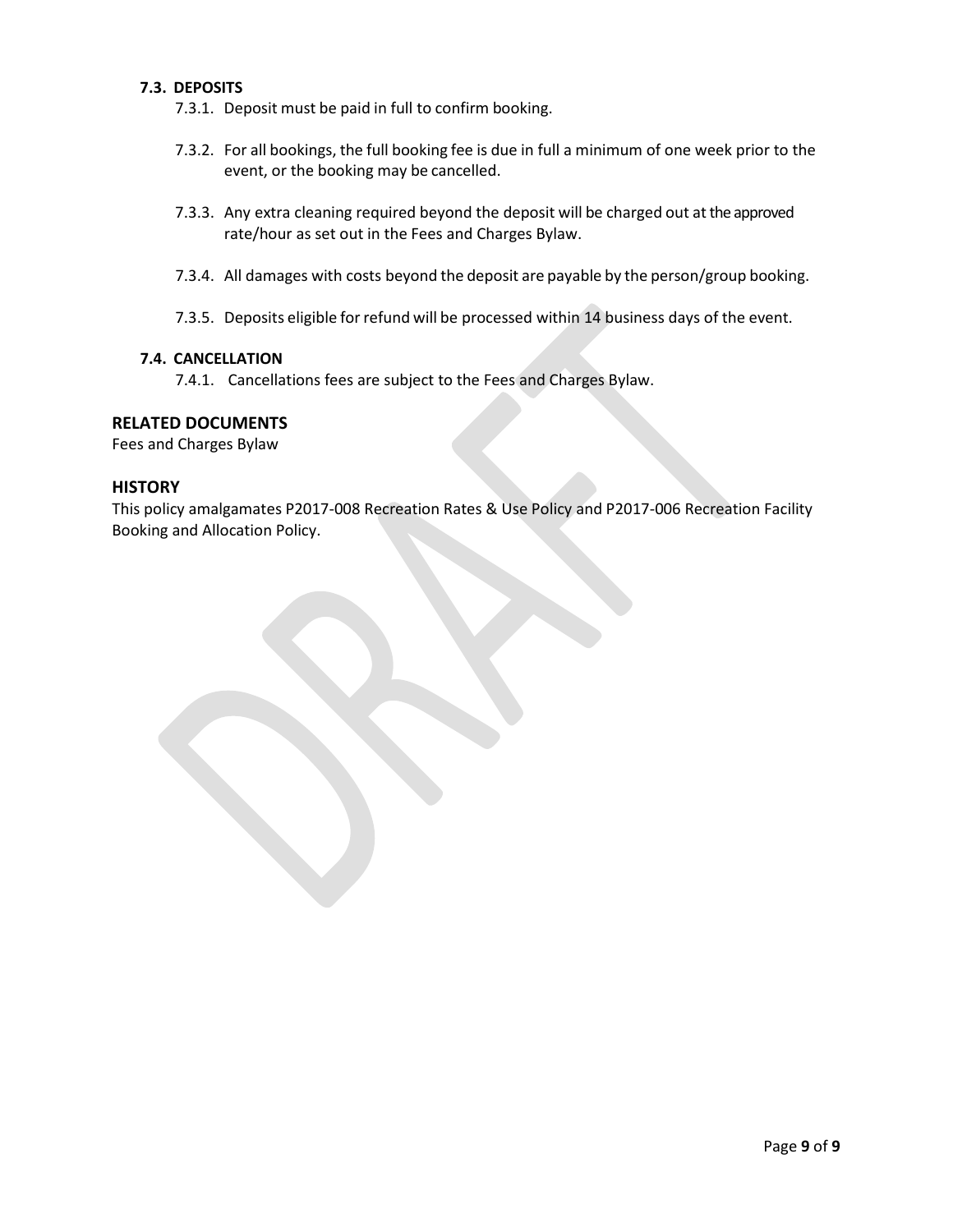### 7.3. DEPOSITS

7.3.1. Deposit must be paid in full to confirm booking.

7.3.2. For all bookings, the full booking fee is due in full a minimum of one week prior to the event, or the booking may be cancelled.

7.3.3. Any extra cleaning required beyond the deposit will be charged out at the approved rate/hour as set out in the Fees and Charges Bylaw.

7.3.4. All damages with costs beyond the deposit are payable by the person/group booking.

7.3.5. Deposits eligible for refund will be processed within 14 business days of the event.

### 7.4. CANCELLATION

7.4.1. Cancellations fees are subject to the Fees and Charges Bylaw.

## RELATED DOCUMENTS

Fees and Charges Bylaw

## HISTORY

This policy amalgamates P2017-008 Recreation Rates & Use Policy and P2017-006 Recreation Facility Booking and Allocation Policy.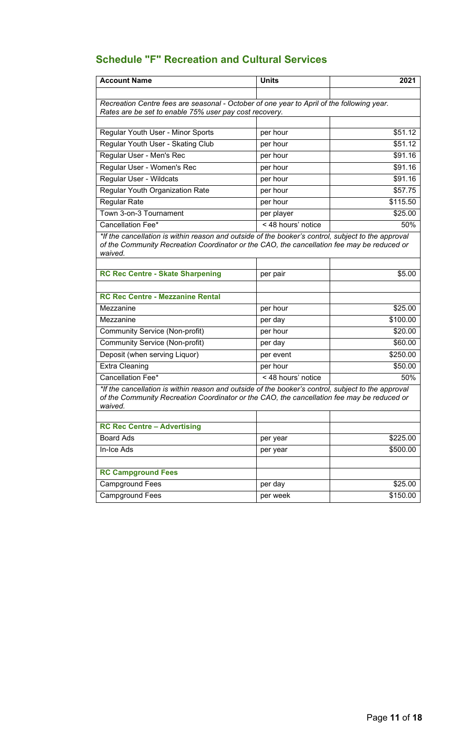## Schedule "F" Recreation and Cultural Services

| Account Name | Units | 2021 |
|---|---|---|
| | | |
| *Recreation Centre fees are seasonal - October of one year to April of the following year. Rates are be set to enable 75% user pay cost recovery.* | | |
| | | |
| Regular Youth User - Minor Sports | per hour | $51.12 |
| Regular Youth User - Skating Club | per hour | $51.12 |
| Regular User - Men's Rec | per hour | $91.16 |
| Regular User - Women's Rec | per hour | $91.16 |
| Regular User - Wildcats | per hour | $91.16 |
| Regular Youth Organization Rate | per hour | $57.75 |
| Regular Rate | per hour | $115.50 |
| Town 3-on-3 Tournament | per player | $25.00 |
| Cancellation Fee* | < 48 hours' notice | 50% |
| *\*If the cancellation is within reason and outside of the booker's control, subject to the approval of the Community Recreation Coordinator or the CAO, the cancellation fee may be reduced or waived.* | | |
| | | |
| **RC Rec Centre - Skate Sharpening** | per pair | $5.00 |
| | | |
| **RC Rec Centre - Mezzanine Rental** | | |
| Mezzanine | per hour | $25.00 |
| Mezzanine | per day | $100.00 |
| Community Service (Non-profit) | per hour | $20.00 |
| Community Service (Non-profit) | per day | $60.00 |
| Deposit (when serving Liquor) | per event | $250.00 |
| Extra Cleaning | per hour | $50.00 |
| Cancellation Fee* | < 48 hours' notice | 50% |
| *\*If the cancellation is within reason and outside of the booker's control, subject to the approval of the Community Recreation Coordinator or the CAO, the cancellation fee may be reduced or waived.* | | |
| | | |
| **RC Rec Centre – Advertising** | | |
| Board Ads | per year | $225.00 |
| In-Ice Ads | per year | $500.00 |
| | | |
| **RC Campground Fees** | | |
| Campground Fees | per day | $25.00 |
| Campground Fees | per week | $150.00 |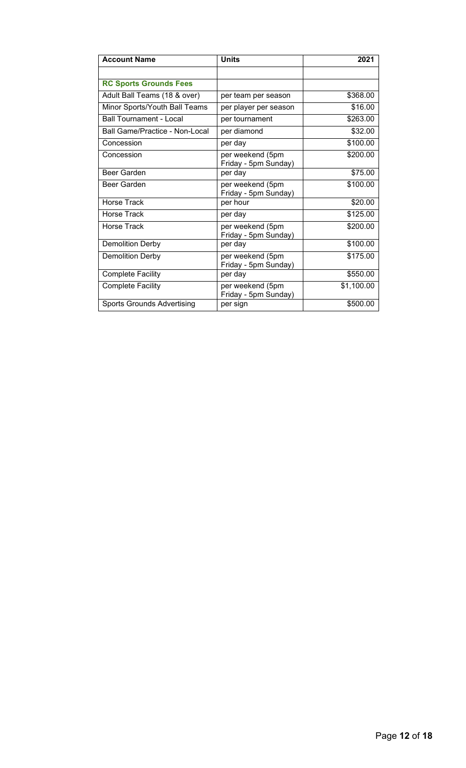| Account Name | Units | 2021 |
|---|---|---|
| | | |
| **RC Sports Grounds Fees** | | |
| Adult Ball Teams (18 & over) | per team per season | $368.00 |
| Minor Sports/Youth Ball Teams | per player per season | $16.00 |
| Ball Tournament - Local | per tournament | $263.00 |
| Ball Game/Practice - Non-Local | per diamond | $32.00 |
| Concession | per day | $100.00 |
| Concession | per weekend (5pm Friday - 5pm Sunday) | $200.00 |
| Beer Garden | per day | $75.00 |
| Beer Garden | per weekend (5pm Friday - 5pm Sunday) | $100.00 |
| Horse Track | per hour | $20.00 |
| Horse Track | per day | $125.00 |
| Horse Track | per weekend (5pm Friday - 5pm Sunday) | $200.00 |
| Demolition Derby | per day | $100.00 |
| Demolition Derby | per weekend (5pm Friday - 5pm Sunday) | $175.00 |
| Complete Facility | per day | $550.00 |
| Complete Facility | per weekend (5pm Friday - 5pm Sunday) | $1,100.00 |
| Sports Grounds Advertising | per sign | $500.00 |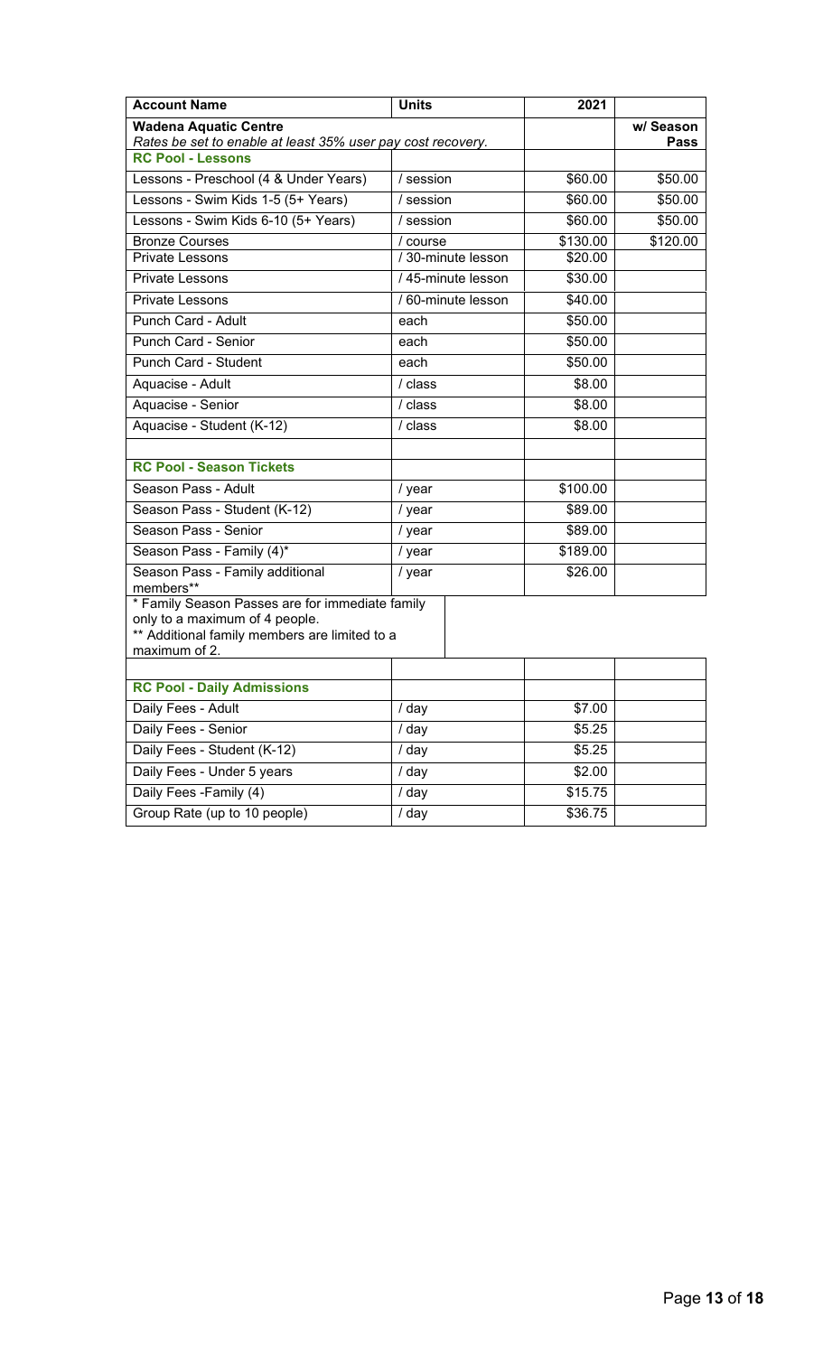| Account Name | Units | 2021 | |
|---|---|---|---|
| **Wadena Aquatic Centre** *Rates be set to enable at least 35% user pay cost recovery.* | | | **w/ Season Pass** |
| **RC Pool - Lessons** | | | |
| Lessons - Preschool (4 & Under Years) | / session | $60.00 | $50.00 |
| Lessons - Swim Kids 1-5 (5+ Years) | / session | $60.00 | $50.00 |
| Lessons - Swim Kids 6-10 (5+ Years) | / session | $60.00 | $50.00 |
| Bronze Courses | / course | $130.00 | $120.00 |
| Private Lessons | / 30-minute lesson | $20.00 | |
| Private Lessons | / 45-minute lesson | $30.00 | |
| Private Lessons | / 60-minute lesson | $40.00 | |
| Punch Card - Adult | each | $50.00 | |
| Punch Card - Senior | each | $50.00 | |
| Punch Card - Student | each | $50.00 | |
| Aquacise - Adult | / class | $8.00 | |
| Aquacise - Senior | / class | $8.00 | |
| Aquacise - Student (K-12) | / class | $8.00 | |
| | | | |
| **RC Pool - Season Tickets** | | | |
| Season Pass - Adult | / year | $100.00 | |
| Season Pass - Student (K-12) | / year | $89.00 | |
| Season Pass - Senior | / year | $89.00 | |
| Season Pass - Family (4)* | / year | $189.00 | |
| Season Pass - Family additional members** | / year | $26.00 | |
| * Family Season Passes are for immediate family only to a maximum of 4 people. ** Additional family members are limited to a maximum of 2. | | | |
| | | | |
| **RC Pool - Daily Admissions** | | | |
| Daily Fees - Adult | / day | $7.00 | |
| Daily Fees - Senior | / day | $5.25 | |
| Daily Fees - Student (K-12) | / day | $5.25 | |
| Daily Fees - Under 5 years | / day | $2.00 | |
| Daily Fees -Family (4) | / day | $15.75 | |
| Group Rate (up to 10 people) | / day | $36.75 | |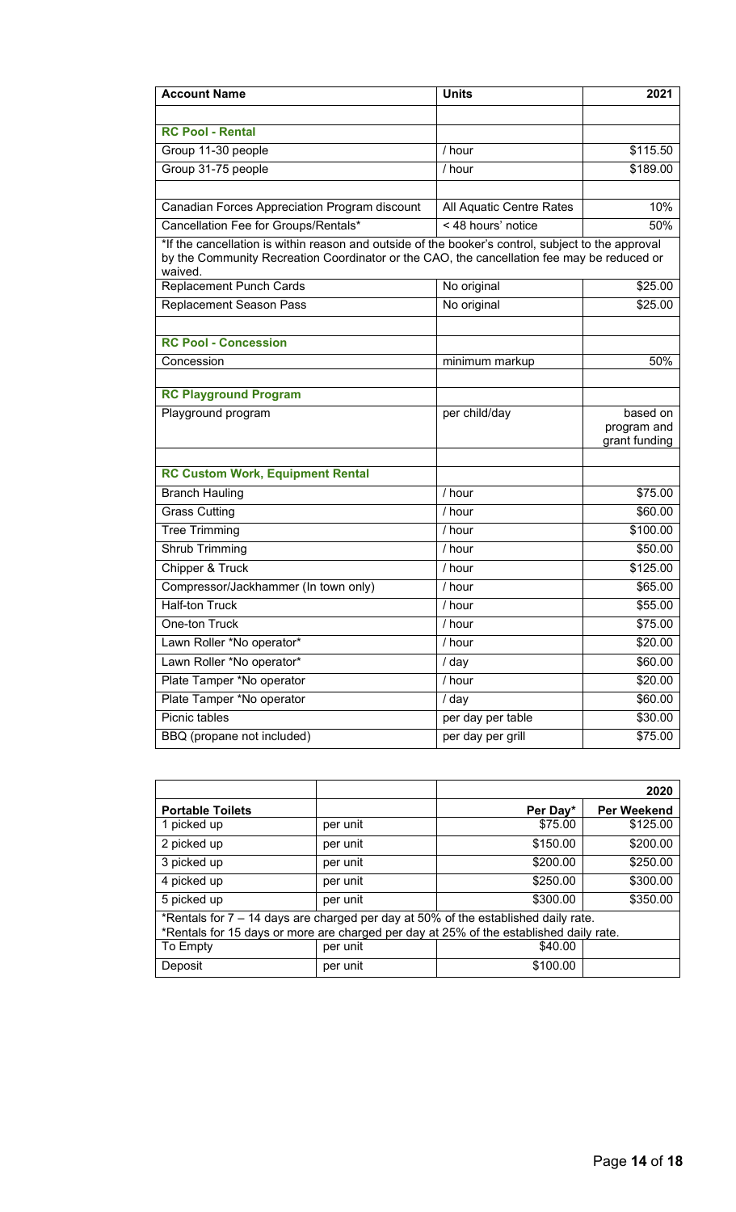| Account Name | Units | 2021 |
|---|---|---|
| | | |
| **RC Pool - Rental** | | |
| Group 11-30 people | / hour | $115.50 |
| Group 31-75 people | / hour | $189.00 |
| | | |
| Canadian Forces Appreciation Program discount | All Aquatic Centre Rates | 10% |
| Cancellation Fee for Groups/Rentals* | < 48 hours' notice | 50% |
| *If the cancellation is within reason and outside of the booker's control, subject to the approval by the Community Recreation Coordinator or the CAO, the cancellation fee may be reduced or waived. | | |
| Replacement Punch Cards | No original | $25.00 |
| Replacement Season Pass | No original | $25.00 |
| | | |
| **RC Pool - Concession** | | |
| Concession | minimum markup | 50% |
| | | |
| **RC Playground Program** | | |
| Playground program | per child/day | based on program and grant funding |
| | | |
| **RC Custom Work, Equipment Rental** | | |
| Branch Hauling | / hour | $75.00 |
| Grass Cutting | / hour | $60.00 |
| Tree Trimming | / hour | $100.00 |
| Shrub Trimming | / hour | $50.00 |
| Chipper & Truck | / hour | $125.00 |
| Compressor/Jackhammer (In town only) | / hour | $65.00 |
| Half-ton Truck | / hour | $55.00 |
| One-ton Truck | / hour | $75.00 |
| Lawn Roller *No operator* | / hour | $20.00 |
| Lawn Roller *No operator* | / day | $60.00 |
| Plate Tamper *No operator | / hour | $20.00 |
| Plate Tamper *No operator | / day | $60.00 |
| Picnic tables | per day per table | $30.00 |
| BBQ (propane not included) | per day per grill | $75.00 |

| | | | 2020 |
|---|---|---|---|
| **Portable Toilets** | | **Per Day*** | **Per Weekend** |
| 1 picked up | per unit | $75.00 | $125.00 |
| 2 picked up | per unit | $150.00 | $200.00 |
| 3 picked up | per unit | $200.00 | $250.00 |
| 4 picked up | per unit | $250.00 | $300.00 |
| 5 picked up | per unit | $300.00 | $350.00 |
| *Rentals for 7 – 14 days are charged per day at 50% of the established daily rate. *Rentals for 15 days or more are charged per day at 25% of the established daily rate. | | | |
| To Empty | per unit | $40.00 | |
| Deposit | per unit | $100.00 | |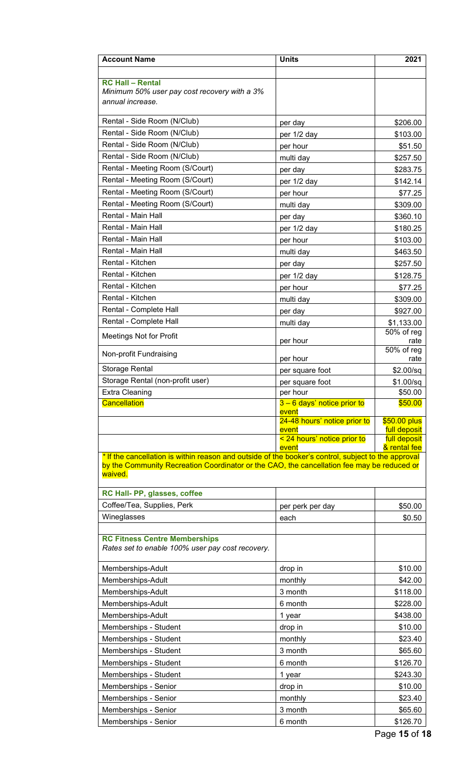| Account Name | Units | 2021 |
|---|---|---|
| | | |
| **RC Hall – Rental** *Minimum 50% user pay cost recovery with a 3% annual increase.* | | |
| Rental - Side Room (N/Club) | per day | $206.00 |
| Rental - Side Room (N/Club) | per 1/2 day | $103.00 |
| Rental - Side Room (N/Club) | per hour | $51.50 |
| Rental - Side Room (N/Club) | multi day | $257.50 |
| Rental - Meeting Room (S/Court) | per day | $283.75 |
| Rental - Meeting Room (S/Court) | per 1/2 day | $142.14 |
| Rental - Meeting Room (S/Court) | per hour | $77.25 |
| Rental - Meeting Room (S/Court) | multi day | $309.00 |
| Rental - Main Hall | per day | $360.10 |
| Rental - Main Hall | per 1/2 day | $180.25 |
| Rental - Main Hall | per hour | $103.00 |
| Rental - Main Hall | multi day | $463.50 |
| Rental - Kitchen | per day | $257.50 |
| Rental - Kitchen | per 1/2 day | $128.75 |
| Rental - Kitchen | per hour | $77.25 |
| Rental - Kitchen | multi day | $309.00 |
| Rental - Complete Hall | per day | $927.00 |
| Rental - Complete Hall | multi day | $1,133.00 |
| Meetings Not for Profit | per hour | 50% of reg rate |
| Non-profit Fundraising | per hour | 50% of reg rate |
| Storage Rental | per square foot | $2.00/sq |
| Storage Rental (non-profit user) | per square foot | $1.00/sq |
| Extra Cleaning | per hour | $50.00 |
| Cancellation | 3 – 6 days' notice prior to event | $50.00 |
| | 24-48 hours' notice prior to event | $50.00 plus full deposit |
| | < 24 hours' notice prior to event | full deposit & rental fee |
| * If the cancellation is within reason and outside of the booker's control, subject to the approval by the Community Recreation Coordinator or the CAO, the cancellation fee may be reduced or waived. | | |
| | | |
| **RC Hall- PP, glasses, coffee** | | |
| Coffee/Tea, Supplies, Perk | per perk per day | $50.00 |
| Wineglasses | each | $0.50 |
| | | |
| **RC Fitness Centre Memberships** *Rates set to enable 100% user pay cost recovery.* | | |
| Memberships-Adult | drop in | $10.00 |
| Memberships-Adult | monthly | $42.00 |
| Memberships-Adult | 3 month | $118.00 |
| Memberships-Adult | 6 month | $228.00 |
| Memberships-Adult | 1 year | $438.00 |
| Memberships - Student | drop in | $10.00 |
| Memberships - Student | monthly | $23.40 |
| Memberships - Student | 3 month | $65.60 |
| Memberships - Student | 6 month | $126.70 |
| Memberships - Student | 1 year | $243.30 |
| Memberships - Senior | drop in | $10.00 |
| Memberships - Senior | monthly | $23.40 |
| Memberships - Senior | 3 month | $65.60 |
| Memberships - Senior | 6 month | $126.70 |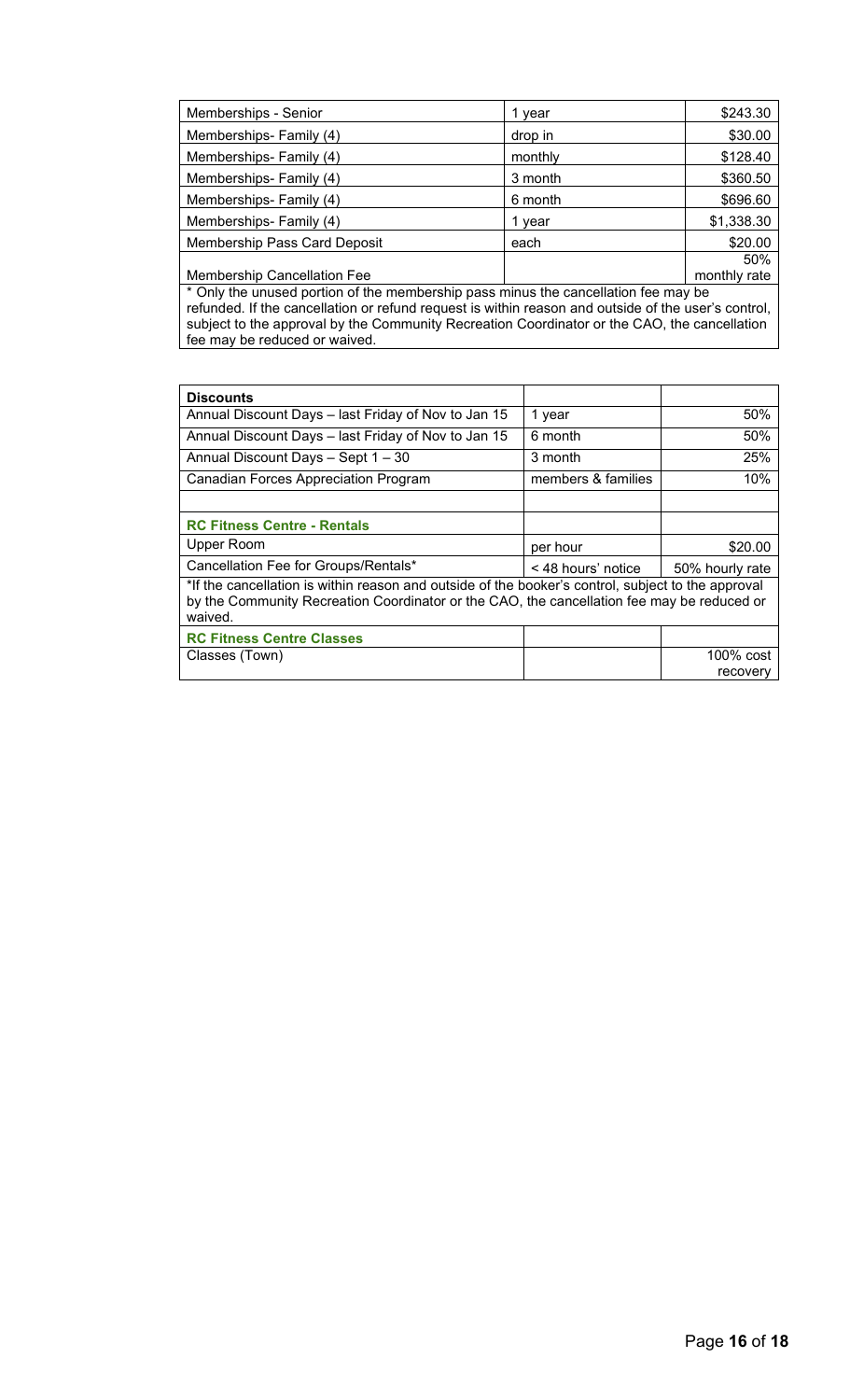| Memberships - Senior | 1 year | $243.30 |
|---|---|---|
| Memberships- Family (4) | drop in | $30.00 |
| Memberships- Family (4) | monthly | $128.40 |
| Memberships- Family (4) | 3 month | $360.50 |
| Memberships- Family (4) | 6 month | $696.60 |
| Memberships- Family (4) | 1 year | $1,338.30 |
| Membership Pass Card Deposit | each | $20.00 |
| Membership Cancellation Fee | | 50% monthly rate |
| * Only the unused portion of the membership pass minus the cancellation fee may be refunded. If the cancellation or refund request is within reason and outside of the user's control, subject to the approval by the Community Recreation Coordinator or the CAO, the cancellation fee may be reduced or waived. | | |

| **Discounts** | | |
|---|---|---|
| Annual Discount Days – last Friday of Nov to Jan 15 | 1 year | 50% |
| Annual Discount Days – last Friday of Nov to Jan 15 | 6 month | 50% |
| Annual Discount Days – Sept 1 – 30 | 3 month | 25% |
| Canadian Forces Appreciation Program | members & families | 10% |
| | | |
| **RC Fitness Centre - Rentals** | | |
| Upper Room | per hour | $20.00 |
| Cancellation Fee for Groups/Rentals* | < 48 hours' notice | 50% hourly rate |
| *If the cancellation is within reason and outside of the booker's control, subject to the approval by the Community Recreation Coordinator or the CAO, the cancellation fee may be reduced or waived. | | |
| **RC Fitness Centre Classes** | | |
| Classes (Town) | | 100% cost recovery |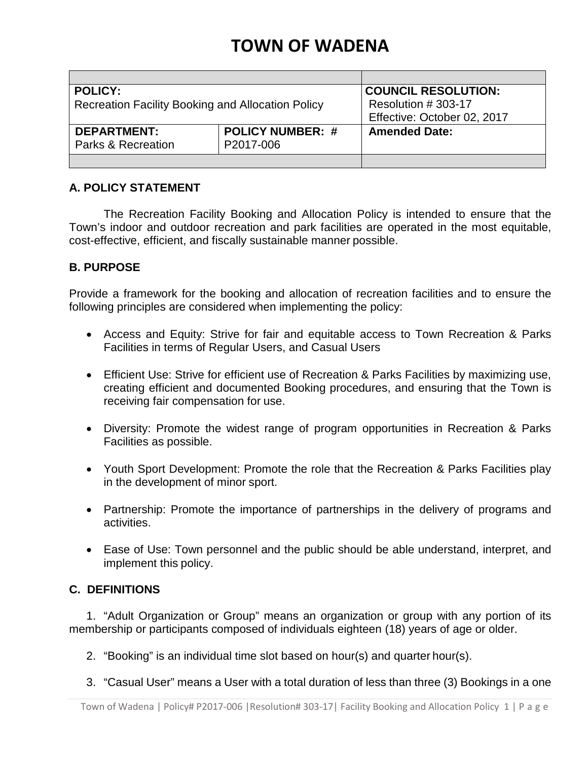# TOWN OF WADENA

| | | |
|---|---|---|
| **POLICY:**<br>Recreation Facility Booking and Allocation Policy | | **COUNCIL RESOLUTION:**<br>Resolution # 303-17<br>Effective: October 02, 2017 |
| **DEPARTMENT:**<br>Parks & Recreation | **POLICY NUMBER: #**<br>P2017-006 | **Amended Date:** |
| | | |

## A. POLICY STATEMENT

The Recreation Facility Booking and Allocation Policy is intended to ensure that the Town's indoor and outdoor recreation and park facilities are operated in the most equitable, cost-effective, efficient, and fiscally sustainable manner possible.

## B. PURPOSE

Provide a framework for the booking and allocation of recreation facilities and to ensure the following principles are considered when implementing the policy:

- Access and Equity: Strive for fair and equitable access to Town Recreation & Parks Facilities in terms of Regular Users, and Casual Users
- Efficient Use: Strive for efficient use of Recreation & Parks Facilities by maximizing use, creating efficient and documented Booking procedures, and ensuring that the Town is receiving fair compensation for use.
- Diversity: Promote the widest range of program opportunities in Recreation & Parks Facilities as possible.
- Youth Sport Development: Promote the role that the Recreation & Parks Facilities play in the development of minor sport.
- Partnership: Promote the importance of partnerships in the delivery of programs and activities.
- Ease of Use: Town personnel and the public should be able understand, interpret, and implement this policy.

## C. DEFINITIONS

1. "Adult Organization or Group" means an organization or group with any portion of its membership or participants composed of individuals eighteen (18) years of age or older.
2. "Booking" is an individual time slot based on hour(s) and quarter hour(s).
3. "Casual User" means a User with a total duration of less than three (3) Bookings in a one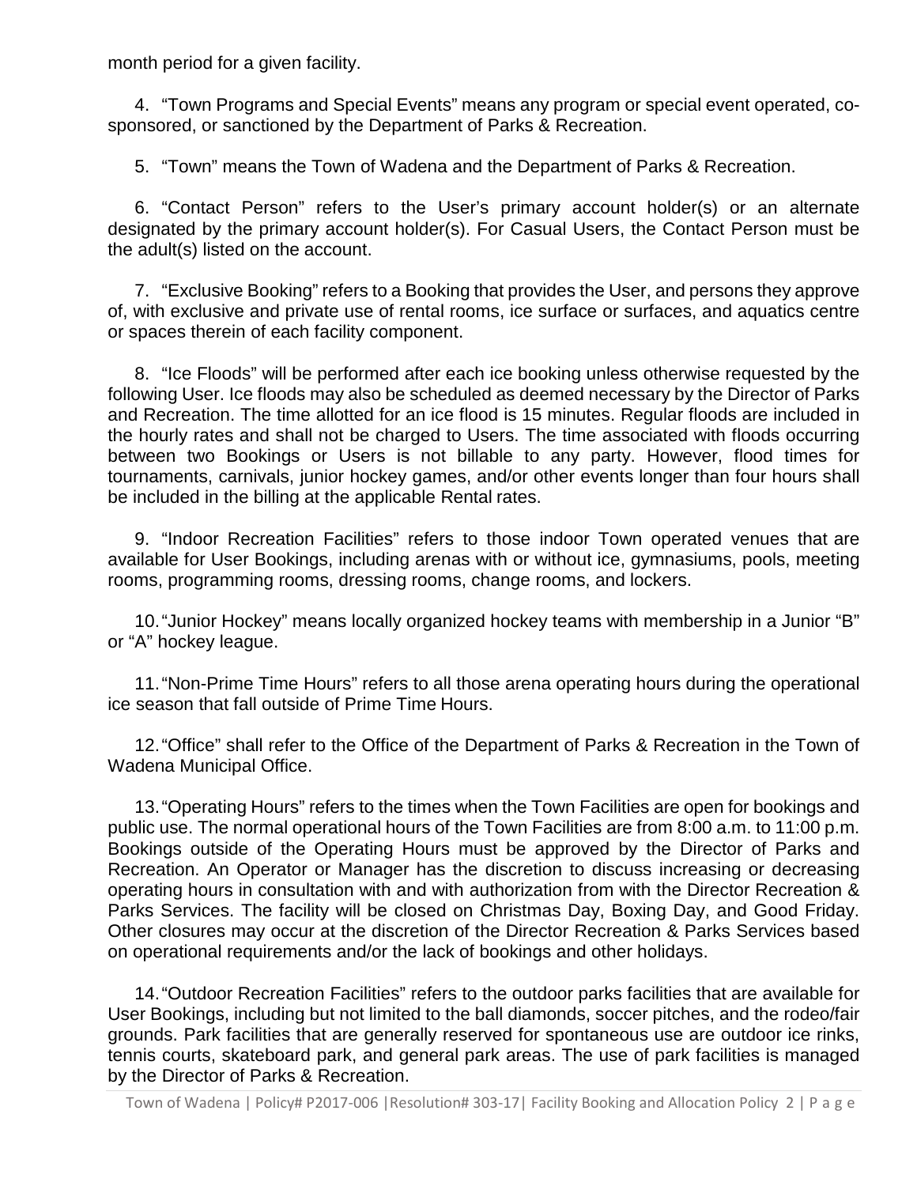month period for a given facility.

4. "Town Programs and Special Events" means any program or special event operated, co-sponsored, or sanctioned by the Department of Parks & Recreation.

5. "Town" means the Town of Wadena and the Department of Parks & Recreation.

6. "Contact Person" refers to the User's primary account holder(s) or an alternate designated by the primary account holder(s). For Casual Users, the Contact Person must be the adult(s) listed on the account.

7. "Exclusive Booking" refers to a Booking that provides the User, and persons they approve of, with exclusive and private use of rental rooms, ice surface or surfaces, and aquatics centre or spaces therein of each facility component.

8. "Ice Floods" will be performed after each ice booking unless otherwise requested by the following User. Ice floods may also be scheduled as deemed necessary by the Director of Parks and Recreation. The time allotted for an ice flood is 15 minutes. Regular floods are included in the hourly rates and shall not be charged to Users. The time associated with floods occurring between two Bookings or Users is not billable to any party. However, flood times for tournaments, carnivals, junior hockey games, and/or other events longer than four hours shall be included in the billing at the applicable Rental rates.

9. "Indoor Recreation Facilities" refers to those indoor Town operated venues that are available for User Bookings, including arenas with or without ice, gymnasiums, pools, meeting rooms, programming rooms, dressing rooms, change rooms, and lockers.

10. "Junior Hockey" means locally organized hockey teams with membership in a Junior "B" or "A" hockey league.

11. "Non-Prime Time Hours" refers to all those arena operating hours during the operational ice season that fall outside of Prime Time Hours.

12. "Office" shall refer to the Office of the Department of Parks & Recreation in the Town of Wadena Municipal Office.

13. "Operating Hours" refers to the times when the Town Facilities are open for bookings and public use. The normal operational hours of the Town Facilities are from 8:00 a.m. to 11:00 p.m. Bookings outside of the Operating Hours must be approved by the Director of Parks and Recreation. An Operator or Manager has the discretion to discuss increasing or decreasing operating hours in consultation with and with authorization from with the Director Recreation & Parks Services. The facility will be closed on Christmas Day, Boxing Day, and Good Friday. Other closures may occur at the discretion of the Director Recreation & Parks Services based on operational requirements and/or the lack of bookings and other holidays.

14. "Outdoor Recreation Facilities" refers to the outdoor parks facilities that are available for User Bookings, including but not limited to the ball diamonds, soccer pitches, and the rodeo/fair grounds. Park facilities that are generally reserved for spontaneous use are outdoor ice rinks, tennis courts, skateboard park, and general park areas. The use of park facilities is managed by the Director of Parks & Recreation.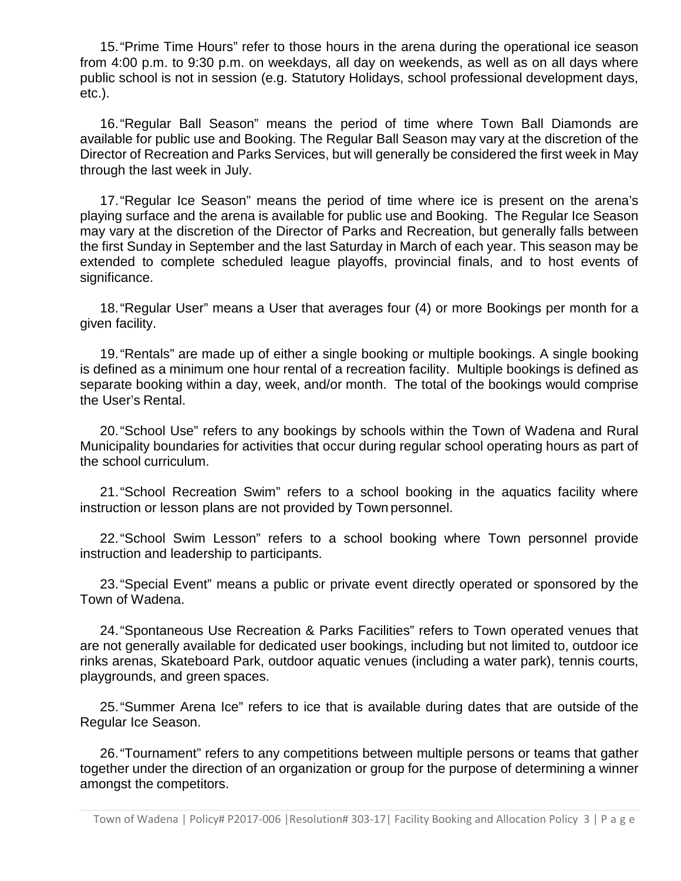15. "Prime Time Hours" refer to those hours in the arena during the operational ice season from 4:00 p.m. to 9:30 p.m. on weekdays, all day on weekends, as well as on all days where public school is not in session (e.g. Statutory Holidays, school professional development days, etc.).

16. "Regular Ball Season" means the period of time where Town Ball Diamonds are available for public use and Booking. The Regular Ball Season may vary at the discretion of the Director of Recreation and Parks Services, but will generally be considered the first week in May through the last week in July.

17. "Regular Ice Season" means the period of time where ice is present on the arena's playing surface and the arena is available for public use and Booking. The Regular Ice Season may vary at the discretion of the Director of Parks and Recreation, but generally falls between the first Sunday in September and the last Saturday in March of each year. This season may be extended to complete scheduled league playoffs, provincial finals, and to host events of significance.

18. "Regular User" means a User that averages four (4) or more Bookings per month for a given facility.

19. "Rentals" are made up of either a single booking or multiple bookings. A single booking is defined as a minimum one hour rental of a recreation facility. Multiple bookings is defined as separate booking within a day, week, and/or month. The total of the bookings would comprise the User's Rental.

20. "School Use" refers to any bookings by schools within the Town of Wadena and Rural Municipality boundaries for activities that occur during regular school operating hours as part of the school curriculum.

21. "School Recreation Swim" refers to a school booking in the aquatics facility where instruction or lesson plans are not provided by Town personnel.

22. "School Swim Lesson" refers to a school booking where Town personnel provide instruction and leadership to participants.

23. "Special Event" means a public or private event directly operated or sponsored by the Town of Wadena.

24. "Spontaneous Use Recreation & Parks Facilities" refers to Town operated venues that are not generally available for dedicated user bookings, including but not limited to, outdoor ice rinks arenas, Skateboard Park, outdoor aquatic venues (including a water park), tennis courts, playgrounds, and green spaces.

25. "Summer Arena Ice" refers to ice that is available during dates that are outside of the Regular Ice Season.

26. "Tournament" refers to any competitions between multiple persons or teams that gather together under the direction of an organization or group for the purpose of determining a winner amongst the competitors.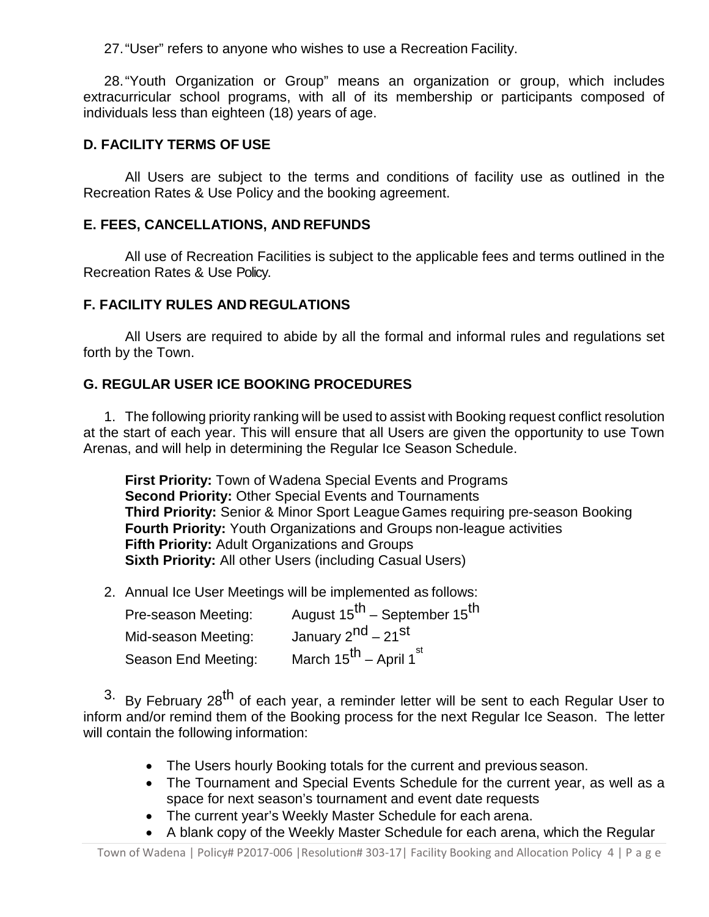27. "User" refers to anyone who wishes to use a Recreation Facility.

28. "Youth Organization or Group" means an organization or group, which includes extracurricular school programs, with all of its membership or participants composed of individuals less than eighteen (18) years of age.

### D. FACILITY TERMS OF USE

All Users are subject to the terms and conditions of facility use as outlined in the Recreation Rates & Use Policy and the booking agreement.

### E. FEES, CANCELLATIONS, AND REFUNDS

All use of Recreation Facilities is subject to the applicable fees and terms outlined in the Recreation Rates & Use Policy.

### F. FACILITY RULES AND REGULATIONS

All Users are required to abide by all the formal and informal rules and regulations set forth by the Town.

### G. REGULAR USER ICE BOOKING PROCEDURES

1. The following priority ranking will be used to assist with Booking request conflict resolution at the start of each year. This will ensure that all Users are given the opportunity to use Town Arenas, and will help in determining the Regular Ice Season Schedule.

   **First Priority:** Town of Wadena Special Events and Programs
   **Second Priority:** Other Special Events and Tournaments
   **Third Priority:** Senior & Minor Sport League Games requiring pre-season Booking
   **Fourth Priority:** Youth Organizations and Groups non-league activities
   **Fifth Priority:** Adult Organizations and Groups
   **Sixth Priority:** All other Users (including Casual Users)

2. Annual Ice User Meetings will be implemented as follows:

   | | |
   |---|---|
   | Pre-season Meeting: | August 15th – September 15th |
   | Mid-season Meeting: | January 2nd – 21st |
   | Season End Meeting: | March 15th – April 1st |

3. By February 28th of each year, a reminder letter will be sent to each Regular User to inform and/or remind them of the Booking process for the next Regular Ice Season. The letter will contain the following information:

   - The Users hourly Booking totals for the current and previous season.
   - The Tournament and Special Events Schedule for the current year, as well as a space for next season's tournament and event date requests
   - The current year's Weekly Master Schedule for each arena.
   - A blank copy of the Weekly Master Schedule for each arena, which the Regular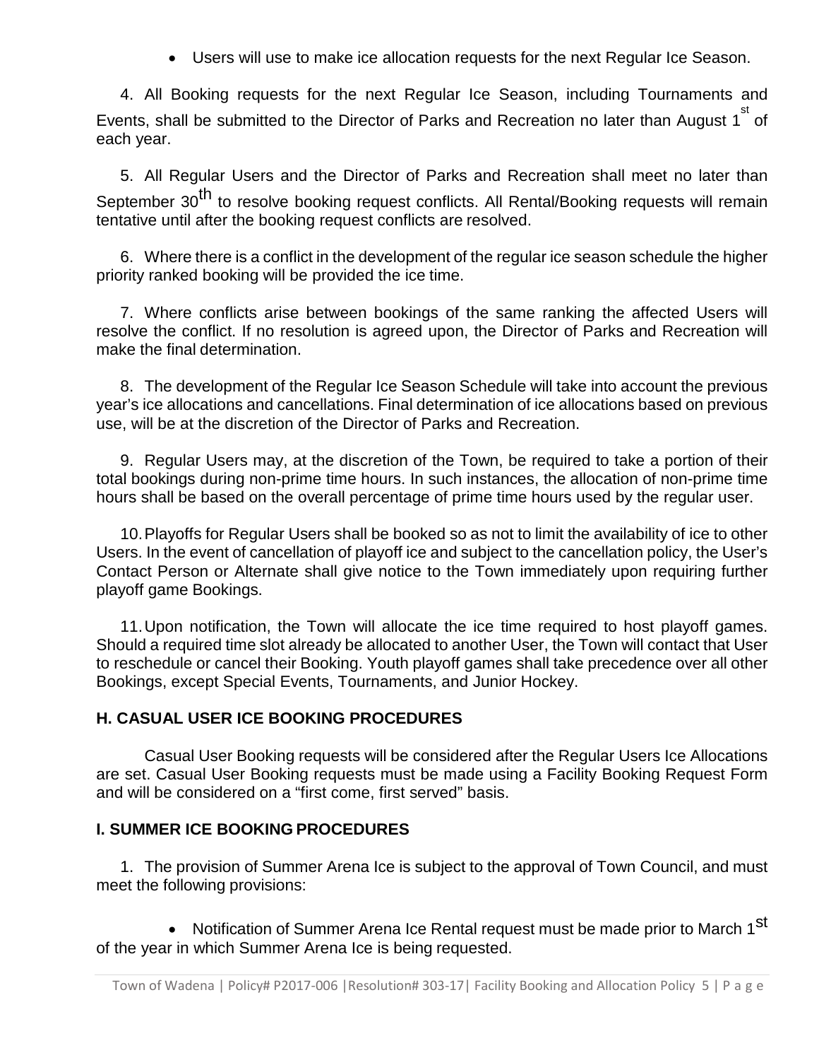- Users will use to make ice allocation requests for the next Regular Ice Season.

4. All Booking requests for the next Regular Ice Season, including Tournaments and Events, shall be submitted to the Director of Parks and Recreation no later than August 1st of each year.

5. All Regular Users and the Director of Parks and Recreation shall meet no later than September 30th to resolve booking request conflicts. All Rental/Booking requests will remain tentative until after the booking request conflicts are resolved.

6. Where there is a conflict in the development of the regular ice season schedule the higher priority ranked booking will be provided the ice time.

7. Where conflicts arise between bookings of the same ranking the affected Users will resolve the conflict. If no resolution is agreed upon, the Director of Parks and Recreation will make the final determination.

8. The development of the Regular Ice Season Schedule will take into account the previous year's ice allocations and cancellations. Final determination of ice allocations based on previous use, will be at the discretion of the Director of Parks and Recreation.

9. Regular Users may, at the discretion of the Town, be required to take a portion of their total bookings during non-prime time hours. In such instances, the allocation of non-prime time hours shall be based on the overall percentage of prime time hours used by the regular user.

10. Playoffs for Regular Users shall be booked so as not to limit the availability of ice to other Users. In the event of cancellation of playoff ice and subject to the cancellation policy, the User's Contact Person or Alternate shall give notice to the Town immediately upon requiring further playoff game Bookings.

11. Upon notification, the Town will allocate the ice time required to host playoff games. Should a required time slot already be allocated to another User, the Town will contact that User to reschedule or cancel their Booking. Youth playoff games shall take precedence over all other Bookings, except Special Events, Tournaments, and Junior Hockey.

## H. CASUAL USER ICE BOOKING PROCEDURES

Casual User Booking requests will be considered after the Regular Users Ice Allocations are set. Casual User Booking requests must be made using a Facility Booking Request Form and will be considered on a "first come, first served" basis.

## I. SUMMER ICE BOOKING PROCEDURES

1. The provision of Summer Arena Ice is subject to the approval of Town Council, and must meet the following provisions:

   - Notification of Summer Arena Ice Rental request must be made prior to March 1st of the year in which Summer Arena Ice is being requested.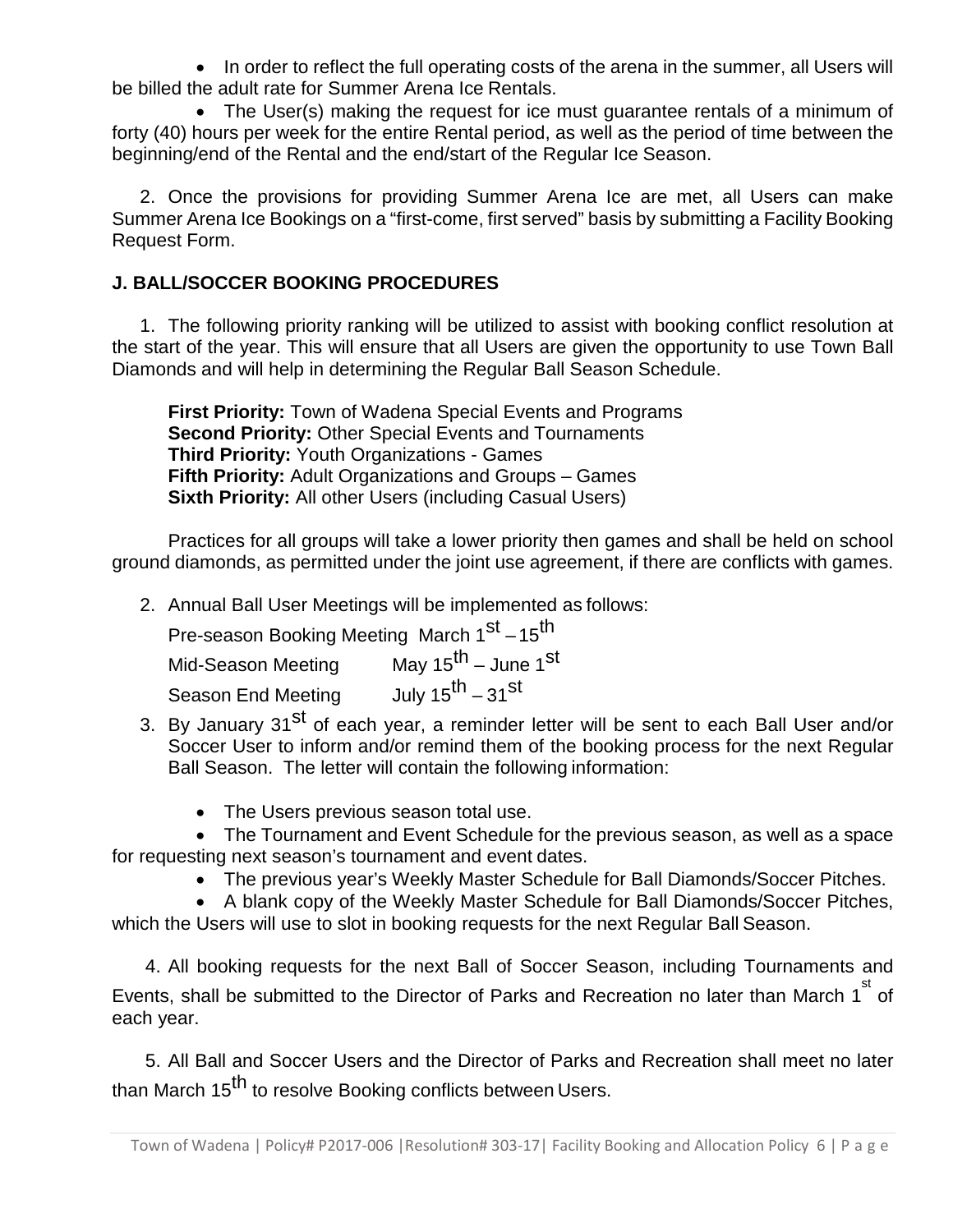- In order to reflect the full operating costs of the arena in the summer, all Users will be billed the adult rate for Summer Arena Ice Rentals.
- The User(s) making the request for ice must guarantee rentals of a minimum of forty (40) hours per week for the entire Rental period, as well as the period of time between the beginning/end of the Rental and the end/start of the Regular Ice Season.

2. Once the provisions for providing Summer Arena Ice are met, all Users can make Summer Arena Ice Bookings on a "first-come, first served" basis by submitting a Facility Booking Request Form.

## J. BALL/SOCCER BOOKING PROCEDURES

1. The following priority ranking will be utilized to assist with booking conflict resolution at the start of the year. This will ensure that all Users are given the opportunity to use Town Ball Diamonds and will help in determining the Regular Ball Season Schedule.

   **First Priority:** Town of Wadena Special Events and Programs
   **Second Priority:** Other Special Events and Tournaments
   **Third Priority:** Youth Organizations - Games
   **Fifth Priority:** Adult Organizations and Groups – Games
   **Sixth Priority:** All other Users (including Casual Users)

   Practices for all groups will take a lower priority then games and shall be held on school ground diamonds, as permitted under the joint use agreement, if there are conflicts with games.

2. Annual Ball User Meetings will be implemented as follows:

   Pre-season Booking Meeting March 1st – 15th
   Mid-Season Meeting May 15th – June 1st
   Season End Meeting July 15th – 31st

3. By January 31st of each year, a reminder letter will be sent to each Ball User and/or Soccer User to inform and/or remind them of the booking process for the next Regular Ball Season. The letter will contain the following information:

   - The Users previous season total use.
   - The Tournament and Event Schedule for the previous season, as well as a space for requesting next season's tournament and event dates.
   - The previous year's Weekly Master Schedule for Ball Diamonds/Soccer Pitches.
   - A blank copy of the Weekly Master Schedule for Ball Diamonds/Soccer Pitches, which the Users will use to slot in booking requests for the next Regular Ball Season.

4. All booking requests for the next Ball of Soccer Season, including Tournaments and Events, shall be submitted to the Director of Parks and Recreation no later than March 1st of each year.

5. All Ball and Soccer Users and the Director of Parks and Recreation shall meet no later than March 15th to resolve Booking conflicts between Users.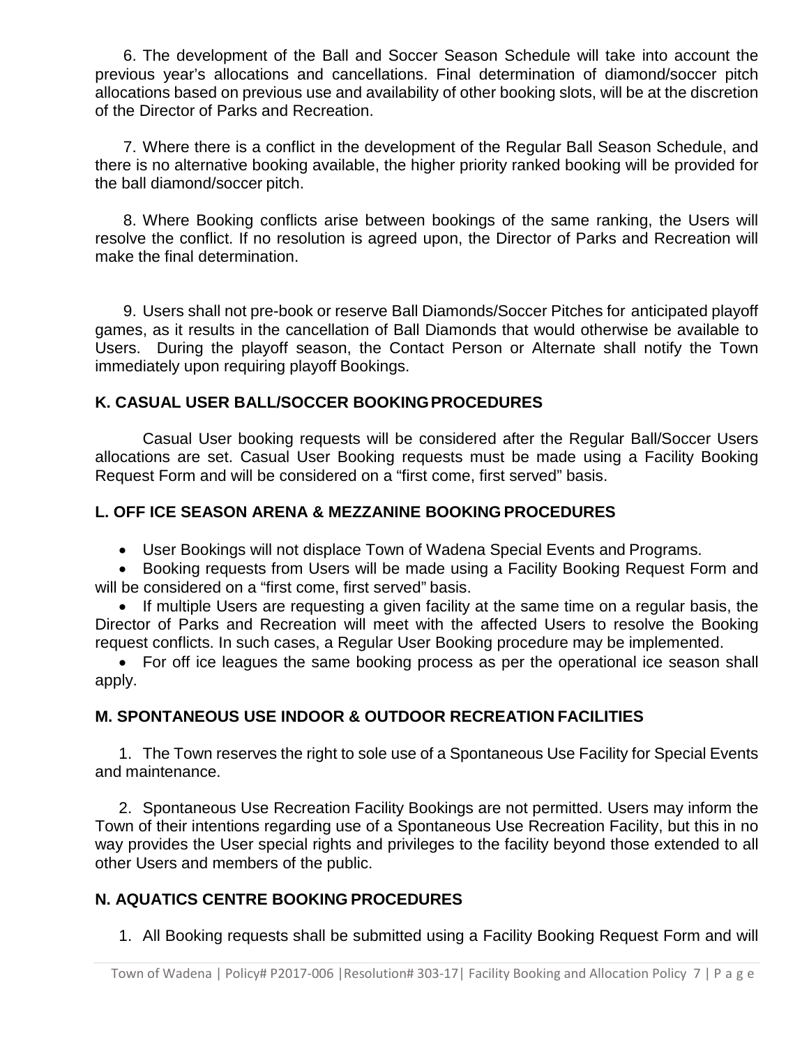6. The development of the Ball and Soccer Season Schedule will take into account the previous year's allocations and cancellations. Final determination of diamond/soccer pitch allocations based on previous use and availability of other booking slots, will be at the discretion of the Director of Parks and Recreation.

7. Where there is a conflict in the development of the Regular Ball Season Schedule, and there is no alternative booking available, the higher priority ranked booking will be provided for the ball diamond/soccer pitch.

8. Where Booking conflicts arise between bookings of the same ranking, the Users will resolve the conflict. If no resolution is agreed upon, the Director of Parks and Recreation will make the final determination.

9. Users shall not pre-book or reserve Ball Diamonds/Soccer Pitches for anticipated playoff games, as it results in the cancellation of Ball Diamonds that would otherwise be available to Users. During the playoff season, the Contact Person or Alternate shall notify the Town immediately upon requiring playoff Bookings.

## K. CASUAL USER BALL/SOCCER BOOKING PROCEDURES

Casual User booking requests will be considered after the Regular Ball/Soccer Users allocations are set. Casual User Booking requests must be made using a Facility Booking Request Form and will be considered on a "first come, first served" basis.

## L. OFF ICE SEASON ARENA & MEZZANINE BOOKING PROCEDURES

- User Bookings will not displace Town of Wadena Special Events and Programs.
- Booking requests from Users will be made using a Facility Booking Request Form and will be considered on a "first come, first served" basis.
- If multiple Users are requesting a given facility at the same time on a regular basis, the Director of Parks and Recreation will meet with the affected Users to resolve the Booking request conflicts. In such cases, a Regular User Booking procedure may be implemented.
- For off ice leagues the same booking process as per the operational ice season shall apply.

## M. SPONTANEOUS USE INDOOR & OUTDOOR RECREATION FACILITIES

1. The Town reserves the right to sole use of a Spontaneous Use Facility for Special Events and maintenance.

2. Spontaneous Use Recreation Facility Bookings are not permitted. Users may inform the Town of their intentions regarding use of a Spontaneous Use Recreation Facility, but this in no way provides the User special rights and privileges to the facility beyond those extended to all other Users and members of the public.

## N. AQUATICS CENTRE BOOKING PROCEDURES

1. All Booking requests shall be submitted using a Facility Booking Request Form and will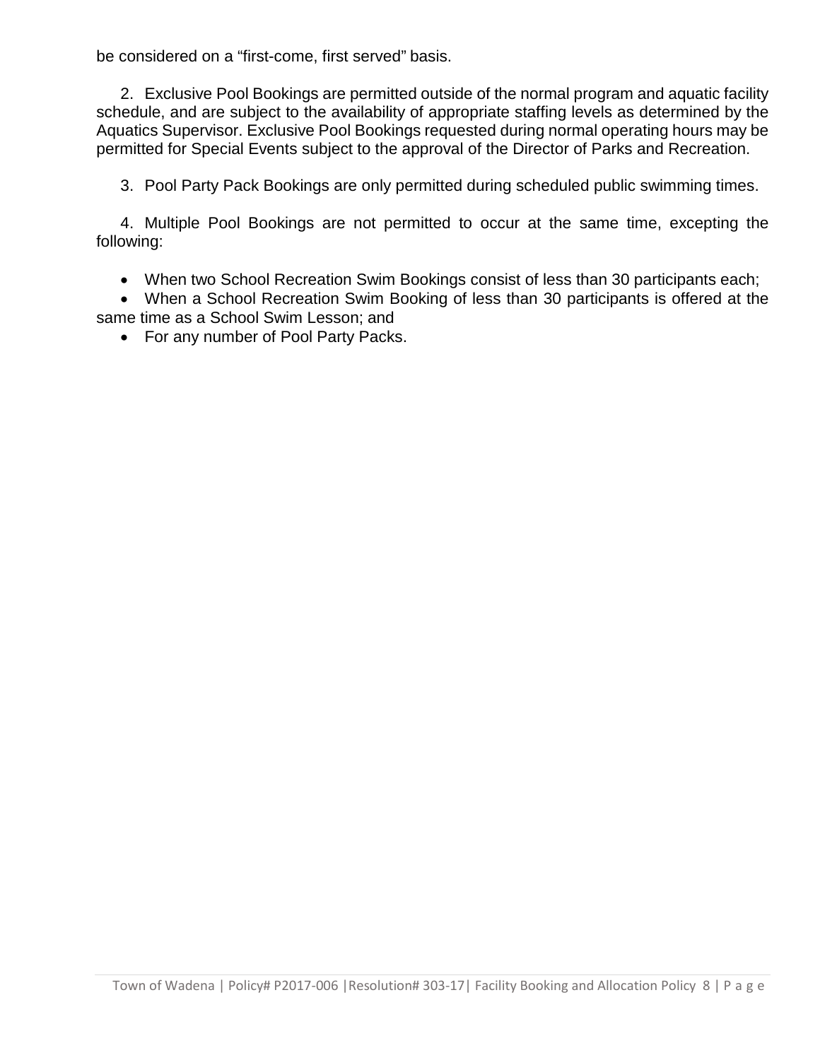be considered on a “first-come, first served” basis.

2. Exclusive Pool Bookings are permitted outside of the normal program and aquatic facility schedule, and are subject to the availability of appropriate staffing levels as determined by the Aquatics Supervisor. Exclusive Pool Bookings requested during normal operating hours may be permitted for Special Events subject to the approval of the Director of Parks and Recreation.

3. Pool Party Pack Bookings are only permitted during scheduled public swimming times.

4. Multiple Pool Bookings are not permitted to occur at the same time, excepting the following:

- When two School Recreation Swim Bookings consist of less than 30 participants each;
- When a School Recreation Swim Booking of less than 30 participants is offered at the same time as a School Swim Lesson; and
- For any number of Pool Party Packs.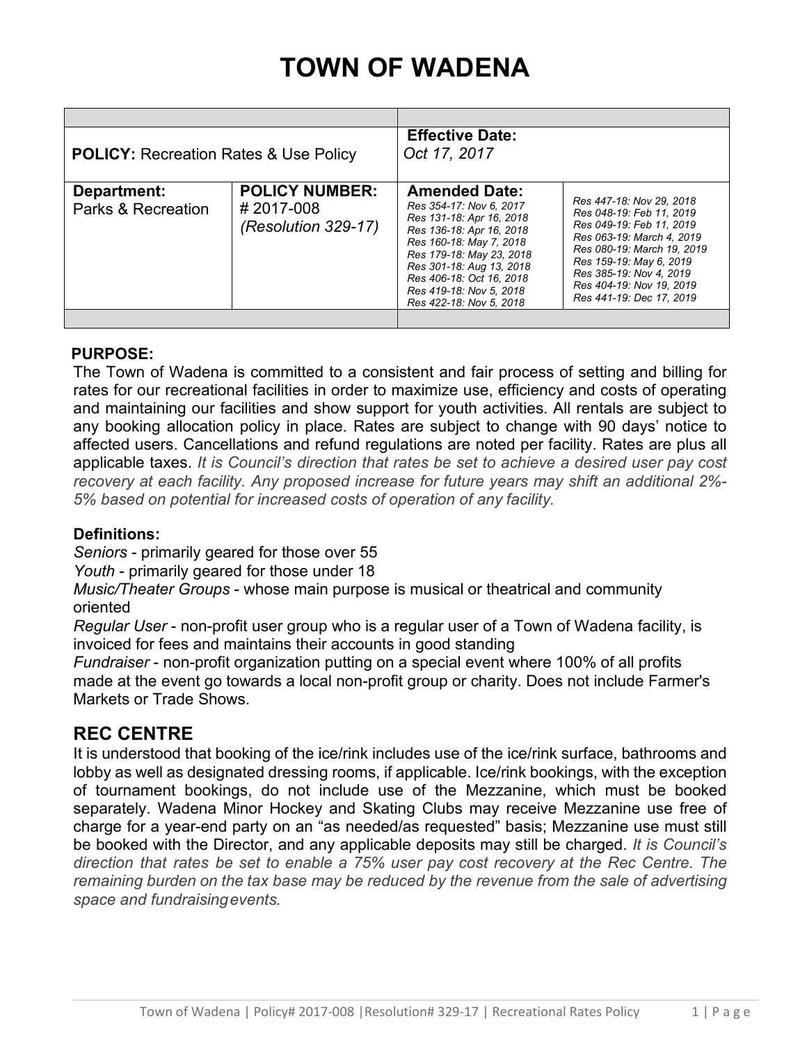# TOWN OF WADENA

| | | | |
|---|---|---|---|
| **POLICY:** Recreation Rates & Use Policy | | **Effective Date:** *Oct 17, 2017* | |
| **Department:** Parks & Recreation | **POLICY NUMBER:** # 2017-008 *(Resolution 329-17)* | **Amended Date:** *Res 354-17: Nov 6, 2017* *Res 131-18: Apr 16, 2018* *Res 136-18: Apr 16, 2018* *Res 160-18: May 7, 2018* *Res 179-18: May 23, 2018* *Res 301-18: Aug 13, 2018* *Res 406-18: Oct 16, 2018* *Res 419-18: Nov 5, 2018* *Res 422-18: Nov 5, 2018* | *Res 447-18: Nov 29, 2018* *Res 048-19: Feb 11, 2019* *Res 049-19: Feb 11, 2019* *Res 063-19: March 4, 2019* *Res 080-19: March 19, 2019* *Res 159-19: May 6, 2019* *Res 385-19: Nov 4, 2019* *Res 404-19: Nov 19, 2019* *Res 441-19: Dec 17, 2019* |

**PURPOSE:**

The Town of Wadena is committed to a consistent and fair process of setting and billing for rates for our recreational facilities in order to maximize use, efficiency and costs of operating and maintaining our facilities and show support for youth activities. All rentals are subject to any booking allocation policy in place. Rates are subject to change with 90 days' notice to affected users. Cancellations and refund regulations are noted per facility. Rates are plus all applicable taxes. *It is Council's direction that rates be set to achieve a desired user pay cost recovery at each facility. Any proposed increase for future years may shift an additional 2%-5% based on potential for increased costs of operation of any facility.*

**Definitions:**

*Seniors* - primarily geared for those over 55
*Youth* - primarily geared for those under 18
*Music/Theater Groups* - whose main purpose is musical or theatrical and community oriented
*Regular User* - non-profit user group who is a regular user of a Town of Wadena facility, is invoiced for fees and maintains their accounts in good standing
*Fundraiser* - non-profit organization putting on a special event where 100% of all profits made at the event go towards a local non-profit group or charity. Does not include Farmer's Markets or Trade Shows.

## REC CENTRE

It is understood that booking of the ice/rink includes use of the ice/rink surface, bathrooms and lobby as well as designated dressing rooms, if applicable. Ice/rink bookings, with the exception of tournament bookings, do not include use of the Mezzanine, which must be booked separately. Wadena Minor Hockey and Skating Clubs may receive Mezzanine use free of charge for a year-end party on an "as needed/as requested" basis; Mezzanine use must still be booked with the Director, and any applicable deposits may still be charged. *It is Council's direction that rates be set to enable a 75% user pay cost recovery at the Rec Centre. The remaining burden on the tax base may be reduced by the revenue from the sale of advertising space and fundraising events.*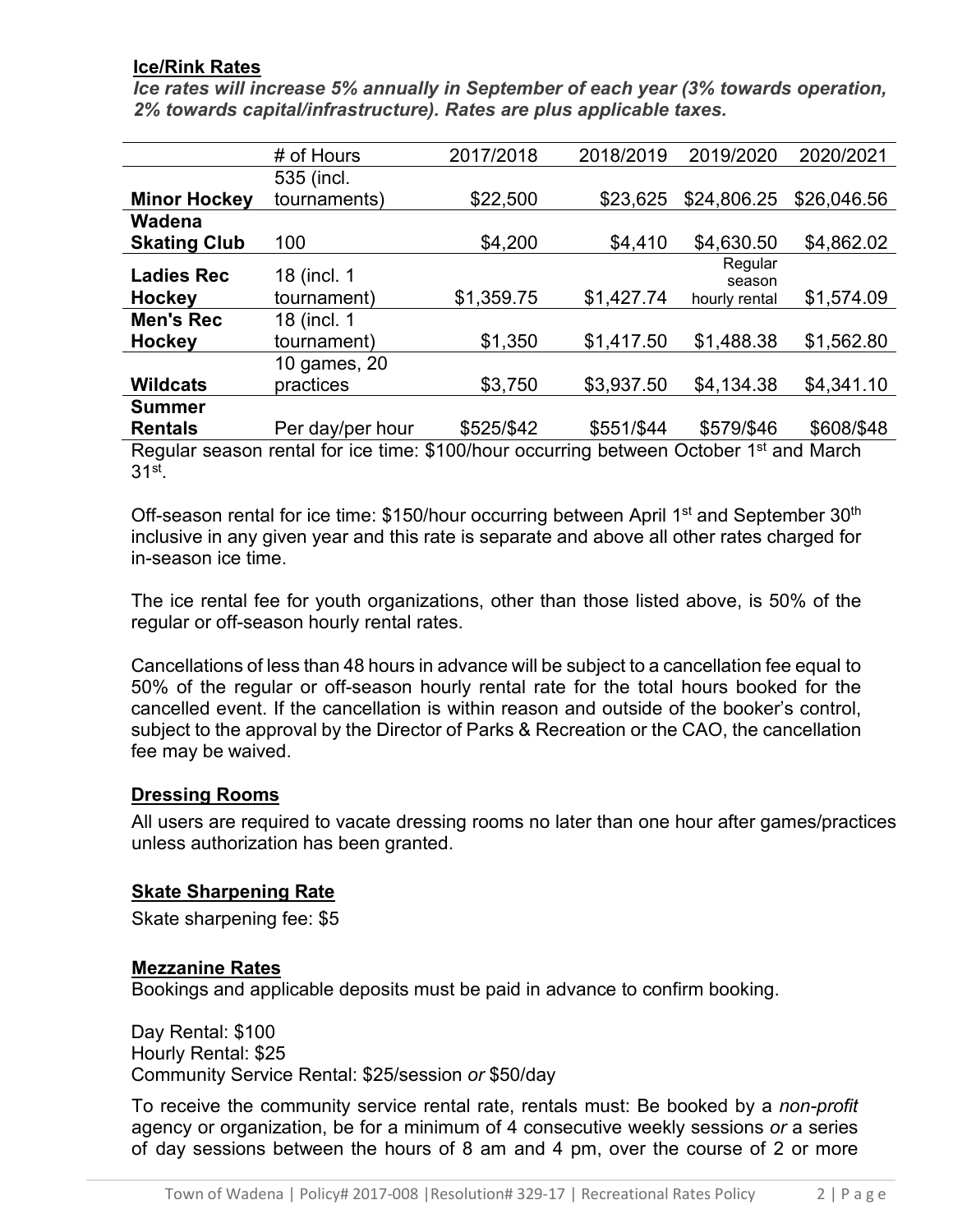**Ice/Rink Rates**

***Ice rates will increase 5% annually in September of each year (3% towards operation, 2% towards capital/infrastructure). Rates are plus applicable taxes.***

| | # of Hours | 2017/2018 | 2018/2019 | 2019/2020 | 2020/2021 |
|---|---|---|---|---|---|
| **Minor Hockey** | 535 (incl. tournaments) | $22,500 | $23,625 | $24,806.25 | $26,046.56 |
| **Wadena Skating Club** | 100 | $4,200 | $4,410 | $4,630.50 | $4,862.02 |
| **Ladies Rec Hockey** | 18 (incl. 1 tournament) | $1,359.75 | $1,427.74 | Regular season hourly rental | $1,574.09 |
| **Men's Rec Hockey** | 18 (incl. 1 tournament) | $1,350 | $1,417.50 | $1,488.38 | $1,562.80 |
| **Wildcats** | 10 games, 20 practices | $3,750 | $3,937.50 | $4,134.38 | $4,341.10 |
| **Summer Rentals** | Per day/per hour | $525/$42 | $551/$44 | $579/$46 | $608/$48 |

Regular season rental for ice time: $100/hour occurring between October 1st and March 31st.

Off-season rental for ice time: $150/hour occurring between April 1st and September 30th inclusive in any given year and this rate is separate and above all other rates charged for in-season ice time.

The ice rental fee for youth organizations, other than those listed above, is 50% of the regular or off-season hourly rental rates.

Cancellations of less than 48 hours in advance will be subject to a cancellation fee equal to 50% of the regular or off-season hourly rental rate for the total hours booked for the cancelled event. If the cancellation is within reason and outside of the booker's control, subject to the approval by the Director of Parks & Recreation or the CAO, the cancellation fee may be waived.

**Dressing Rooms**

All users are required to vacate dressing rooms no later than one hour after games/practices unless authorization has been granted.

**Skate Sharpening Rate**

Skate sharpening fee: $5

**Mezzanine Rates**

Bookings and applicable deposits must be paid in advance to confirm booking.

Day Rental: $100
Hourly Rental: $25
Community Service Rental: $25/session *or* $50/day

To receive the community service rental rate, rentals must: Be booked by a *non-profit* agency or organization, be for a minimum of 4 consecutive weekly sessions *or* a series of day sessions between the hours of 8 am and 4 pm, over the course of 2 or more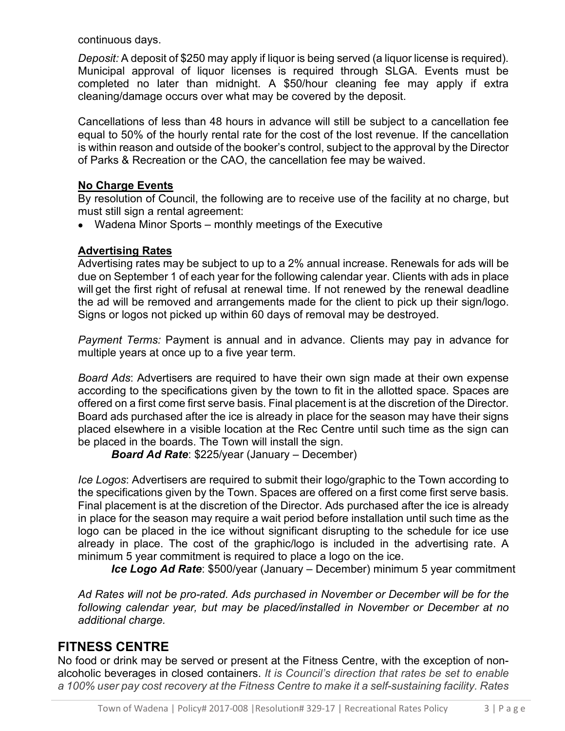continuous days.

*Deposit:* A deposit of $250 may apply if liquor is being served (a liquor license is required). Municipal approval of liquor licenses is required through SLGA. Events must be completed no later than midnight. A $50/hour cleaning fee may apply if extra cleaning/damage occurs over what may be covered by the deposit.

Cancellations of less than 48 hours in advance will still be subject to a cancellation fee equal to 50% of the hourly rental rate for the cost of the lost revenue. If the cancellation is within reason and outside of the booker's control, subject to the approval by the Director of Parks & Recreation or the CAO, the cancellation fee may be waived.

**No Charge Events**

By resolution of Council, the following are to receive use of the facility at no charge, but must still sign a rental agreement:

- Wadena Minor Sports – monthly meetings of the Executive

**Advertising Rates**

Advertising rates may be subject to up to a 2% annual increase. Renewals for ads will be due on September 1 of each year for the following calendar year. Clients with ads in place will get the first right of refusal at renewal time. If not renewed by the renewal deadline the ad will be removed and arrangements made for the client to pick up their sign/logo. Signs or logos not picked up within 60 days of removal may be destroyed.

*Payment Terms:* Payment is annual and in advance. Clients may pay in advance for multiple years at once up to a five year term.

*Board Ads*: Advertisers are required to have their own sign made at their own expense according to the specifications given by the town to fit in the allotted space. Spaces are offered on a first come first serve basis. Final placement is at the discretion of the Director. Board ads purchased after the ice is already in place for the season may have their signs placed elsewhere in a visible location at the Rec Centre until such time as the sign can be placed in the boards. The Town will install the sign.

***Board Ad Rate***: $225/year (January – December)

*Ice Logos*: Advertisers are required to submit their logo/graphic to the Town according to the specifications given by the Town. Spaces are offered on a first come first serve basis. Final placement is at the discretion of the Director. Ads purchased after the ice is already in place for the season may require a wait period before installation until such time as the logo can be placed in the ice without significant disrupting to the schedule for ice use already in place. The cost of the graphic/logo is included in the advertising rate. A minimum 5 year commitment is required to place a logo on the ice.

***Ice Logo Ad Rate***: $500/year (January – December) minimum 5 year commitment

*Ad Rates will not be pro-rated. Ads purchased in November or December will be for the following calendar year, but may be placed/installed in November or December at no additional charge.*

## FITNESS CENTRE

No food or drink may be served or present at the Fitness Centre, with the exception of non-alcoholic beverages in closed containers. *It is Council's direction that rates be set to enable a 100% user pay cost recovery at the Fitness Centre to make it a self-sustaining facility. Rates*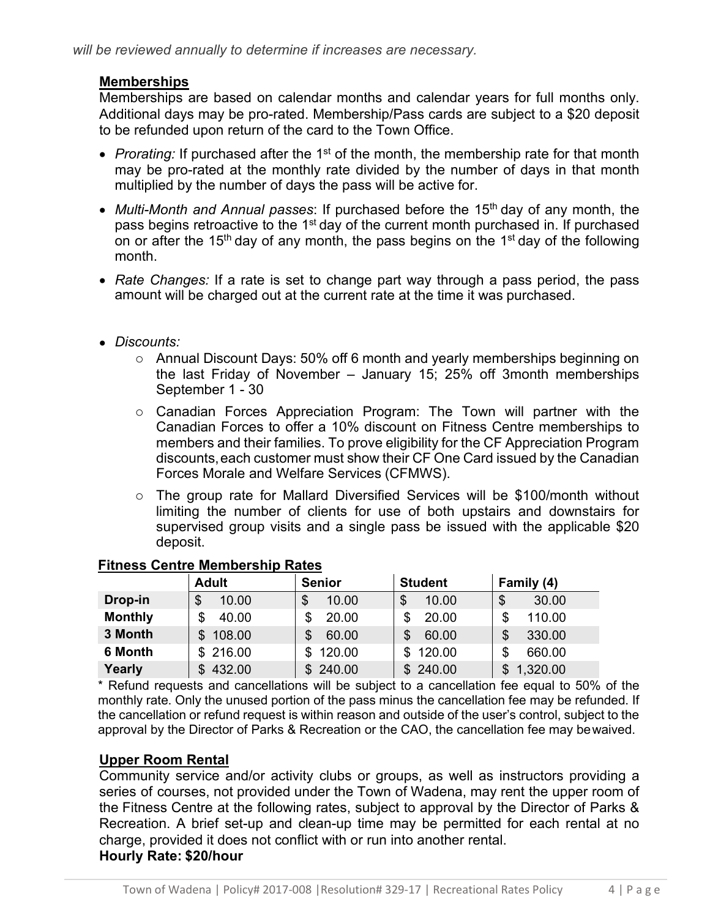*will be reviewed annually to determine if increases are necessary.*

**Memberships**

Memberships are based on calendar months and calendar years for full months only. Additional days may be pro-rated. Membership/Pass cards are subject to a $20 deposit to be refunded upon return of the card to the Town Office.

- *Prorating:* If purchased after the 1st of the month, the membership rate for that month may be pro-rated at the monthly rate divided by the number of days in that month multiplied by the number of days the pass will be active for.
- *Multi-Month and Annual passes*: If purchased before the 15th day of any month, the pass begins retroactive to the 1st day of the current month purchased in. If purchased on or after the 15th day of any month, the pass begins on the 1st day of the following month.
- *Rate Changes:* If a rate is set to change part way through a pass period, the pass amount will be charged out at the current rate at the time it was purchased.
- *Discounts:*
  - Annual Discount Days: 50% off 6 month and yearly memberships beginning on the last Friday of November – January 15; 25% off 3month memberships September 1 - 30
  - Canadian Forces Appreciation Program: The Town will partner with the Canadian Forces to offer a 10% discount on Fitness Centre memberships to members and their families. To prove eligibility for the CF Appreciation Program discounts, each customer must show their CF One Card issued by the Canadian Forces Morale and Welfare Services (CFMWS).
  - The group rate for Mallard Diversified Services will be $100/month without limiting the number of clients for use of both upstairs and downstairs for supervised group visits and a single pass be issued with the applicable $20 deposit.

**Fitness Centre Membership Rates**

| | Adult | Senior | Student | Family (4) |
|---|---|---|---|---|
| **Drop-in** | $ 10.00 | $ 10.00 | $ 10.00 | $ 30.00 |
| **Monthly** | $ 40.00 | $ 20.00 | $ 20.00 | $ 110.00 |
| **3 Month** | $ 108.00 | $ 60.00 | $ 60.00 | $ 330.00 |
| **6 Month** | $ 216.00 | $ 120.00 | $ 120.00 | $ 660.00 |
| **Yearly** | $ 432.00 | $ 240.00 | $ 240.00 | $ 1,320.00 |

\* Refund requests and cancellations will be subject to a cancellation fee equal to 50% of the monthly rate. Only the unused portion of the pass minus the cancellation fee may be refunded. If the cancellation or refund request is within reason and outside of the user's control, subject to the approval by the Director of Parks & Recreation or the CAO, the cancellation fee may be waived.

**Upper Room Rental**

Community service and/or activity clubs or groups, as well as instructors providing a series of courses, not provided under the Town of Wadena, may rent the upper room of the Fitness Centre at the following rates, subject to approval by the Director of Parks & Recreation. A brief set-up and clean-up time may be permitted for each rental at no charge, provided it does not conflict with or run into another rental.

**Hourly Rate: $20/hour**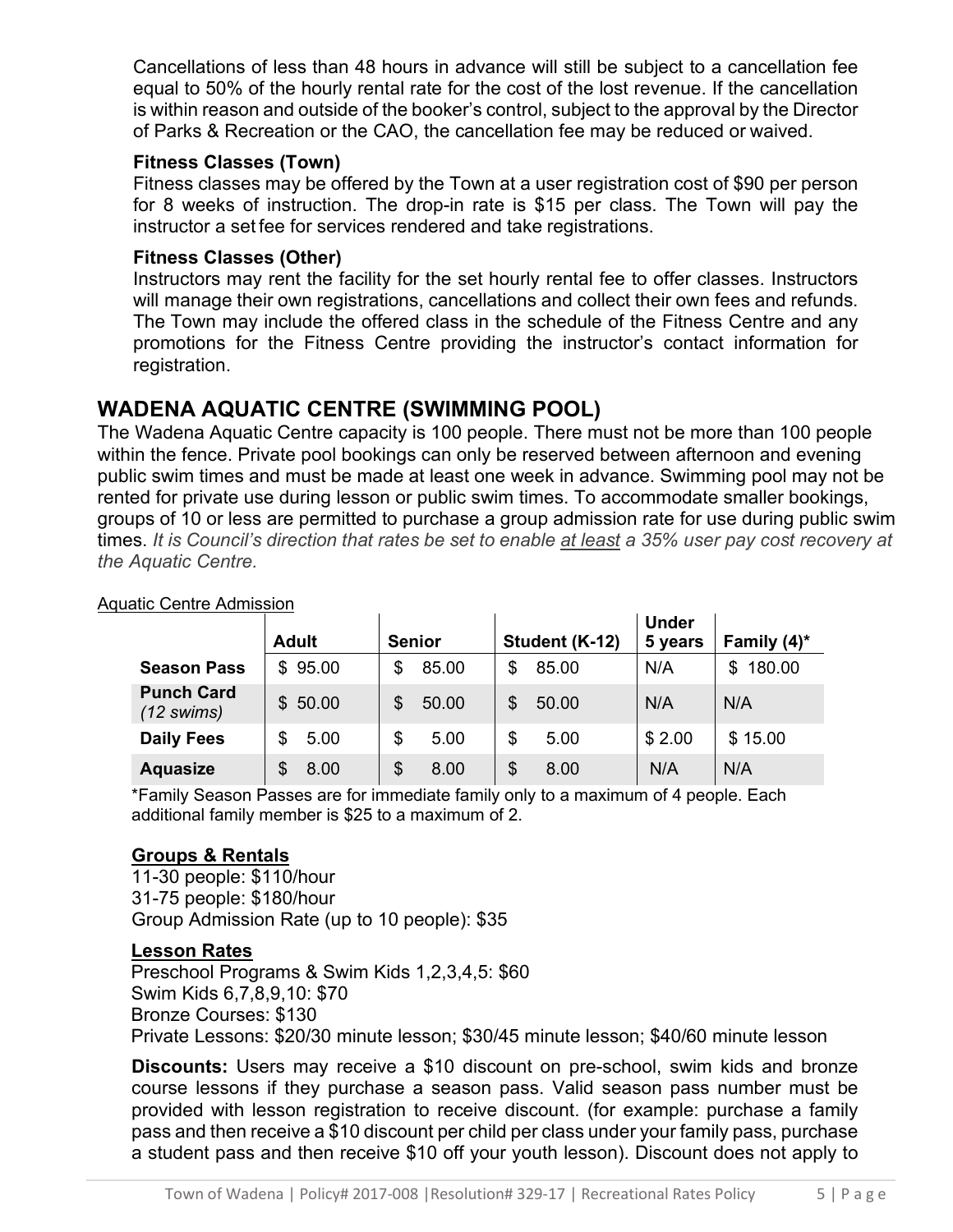Cancellations of less than 48 hours in advance will still be subject to a cancellation fee equal to 50% of the hourly rental rate for the cost of the lost revenue. If the cancellation is within reason and outside of the booker's control, subject to the approval by the Director of Parks & Recreation or the CAO, the cancellation fee may be reduced or waived.

**Fitness Classes (Town)**
Fitness classes may be offered by the Town at a user registration cost of $90 per person for 8 weeks of instruction. The drop-in rate is $15 per class. The Town will pay the instructor a set fee for services rendered and take registrations.

**Fitness Classes (Other)**
Instructors may rent the facility for the set hourly rental fee to offer classes. Instructors will manage their own registrations, cancellations and collect their own fees and refunds. The Town may include the offered class in the schedule of the Fitness Centre and any promotions for the Fitness Centre providing the instructor's contact information for registration.

## WADENA AQUATIC CENTRE (SWIMMING POOL)

The Wadena Aquatic Centre capacity is 100 people. There must not be more than 100 people within the fence. Private pool bookings can only be reserved between afternoon and evening public swim times and must be made at least one week in advance. Swimming pool may not be rented for private use during lesson or public swim times. To accommodate smaller bookings, groups of 10 or less are permitted to purchase a group admission rate for use during public swim times. *It is Council's direction that rates be set to enable at least a 35% user pay cost recovery at the Aquatic Centre.*

Aquatic Centre Admission

| | Adult | Senior | Student (K-12) | Under 5 years | Family (4)* |
|---|---|---|---|---|---|
| **Season Pass** | $ 95.00 | $ 85.00 | $ 85.00 | N/A | $ 180.00 |
| **Punch Card** *(12 swims)* | $ 50.00 | $ 50.00 | $ 50.00 | N/A | N/A |
| **Daily Fees** | $ 5.00 | $ 5.00 | $ 5.00 | $ 2.00 | $ 15.00 |
| **Aquasize** | $ 8.00 | $ 8.00 | $ 8.00 | N/A | N/A |

*Family Season Passes are for immediate family only to a maximum of 4 people. Each additional family member is $25 to a maximum of 2.

**Groups & Rentals**
11-30 people: $110/hour
31-75 people: $180/hour
Group Admission Rate (up to 10 people): $35

**Lesson Rates**
Preschool Programs & Swim Kids 1,2,3,4,5: $60
Swim Kids 6,7,8,9,10: $70
Bronze Courses: $130
Private Lessons: $20/30 minute lesson; $30/45 minute lesson; $40/60 minute lesson

**Discounts:** Users may receive a $10 discount on pre-school, swim kids and bronze course lessons if they purchase a season pass. Valid season pass number must be provided with lesson registration to receive discount. (for example: purchase a family pass and then receive a $10 discount per child per class under your family pass, purchase a student pass and then receive $10 off your youth lesson). Discount does not apply to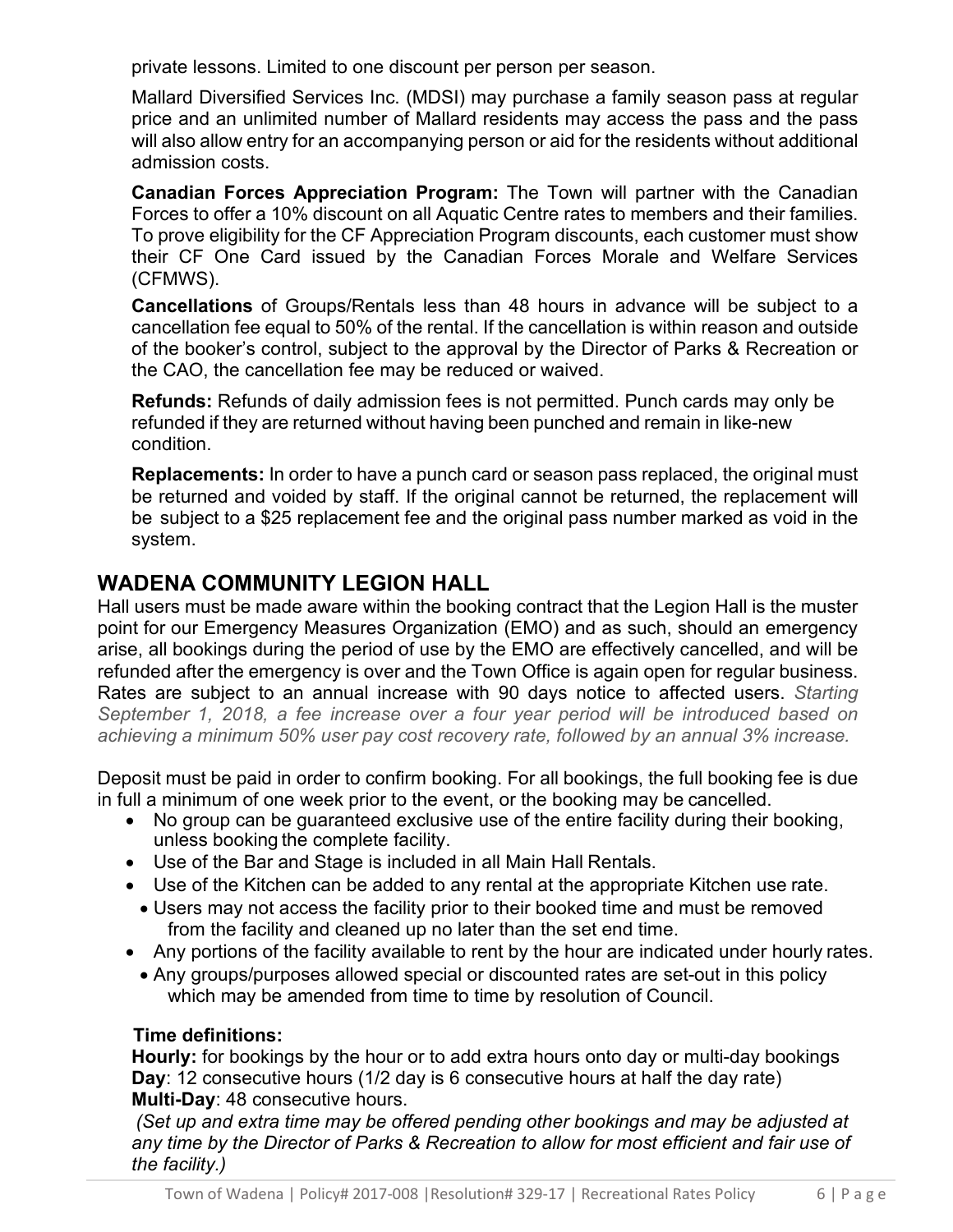private lessons. Limited to one discount per person per season.

Mallard Diversified Services Inc. (MDSI) may purchase a family season pass at regular price and an unlimited number of Mallard residents may access the pass and the pass will also allow entry for an accompanying person or aid for the residents without additional admission costs.

**Canadian Forces Appreciation Program:** The Town will partner with the Canadian Forces to offer a 10% discount on all Aquatic Centre rates to members and their families. To prove eligibility for the CF Appreciation Program discounts, each customer must show their CF One Card issued by the Canadian Forces Morale and Welfare Services (CFMWS).

**Cancellations** of Groups/Rentals less than 48 hours in advance will be subject to a cancellation fee equal to 50% of the rental. If the cancellation is within reason and outside of the booker's control, subject to the approval by the Director of Parks & Recreation or the CAO, the cancellation fee may be reduced or waived.

**Refunds:** Refunds of daily admission fees is not permitted. Punch cards may only be refunded if they are returned without having been punched and remain in like-new condition.

**Replacements:** In order to have a punch card or season pass replaced, the original must be returned and voided by staff. If the original cannot be returned, the replacement will be subject to a $25 replacement fee and the original pass number marked as void in the system.

## WADENA COMMUNITY LEGION HALL

Hall users must be made aware within the booking contract that the Legion Hall is the muster point for our Emergency Measures Organization (EMO) and as such, should an emergency arise, all bookings during the period of use by the EMO are effectively cancelled, and will be refunded after the emergency is over and the Town Office is again open for regular business. Rates are subject to an annual increase with 90 days notice to affected users. *Starting September 1, 2018, a fee increase over a four year period will be introduced based on achieving a minimum 50% user pay cost recovery rate, followed by an annual 3% increase.*

Deposit must be paid in order to confirm booking. For all bookings, the full booking fee is due in full a minimum of one week prior to the event, or the booking may be cancelled.

- No group can be guaranteed exclusive use of the entire facility during their booking, unless booking the complete facility.
- Use of the Bar and Stage is included in all Main Hall Rentals.
- Use of the Kitchen can be added to any rental at the appropriate Kitchen use rate.
- Users may not access the facility prior to their booked time and must be removed from the facility and cleaned up no later than the set end time.
- Any portions of the facility available to rent by the hour are indicated under hourly rates.
- Any groups/purposes allowed special or discounted rates are set-out in this policy which may be amended from time to time by resolution of Council.

**Time definitions:**

**Hourly:** for bookings by the hour or to add extra hours onto day or multi-day bookings
**Day**: 12 consecutive hours (1/2 day is 6 consecutive hours at half the day rate)
**Multi-Day**: 48 consecutive hours.

*(Set up and extra time may be offered pending other bookings and may be adjusted at any time by the Director of Parks & Recreation to allow for most efficient and fair use of the facility.)*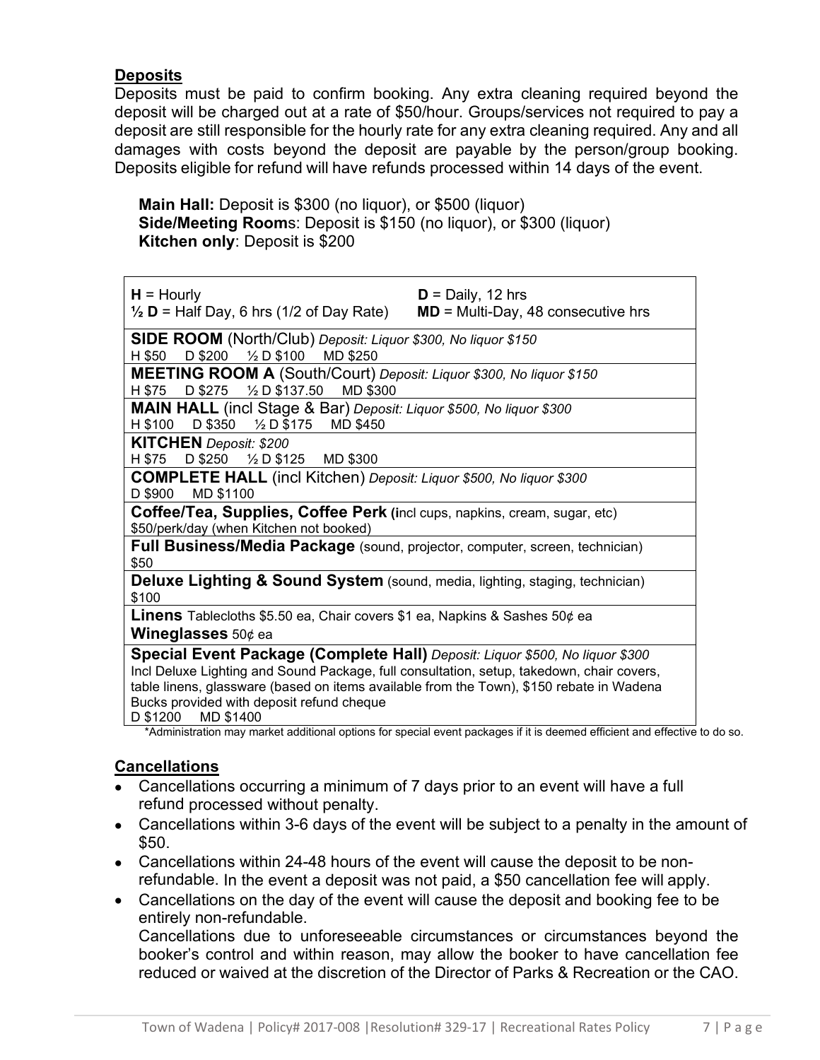**Deposits**

Deposits must be paid to confirm booking. Any extra cleaning required beyond the deposit will be charged out at a rate of $50/hour. Groups/services not required to pay a deposit are still responsible for the hourly rate for any extra cleaning required. Any and all damages with costs beyond the deposit are payable by the person/group booking. Deposits eligible for refund will have refunds processed within 14 days of the event.

**Main Hall:** Deposit is $300 (no liquor), or $500 (liquor)
**Side/Meeting Room**s: Deposit is $150 (no liquor), or $300 (liquor)
**Kitchen only**: Deposit is $200

| **H** = Hourly<br>**½ D** = Half Day, 6 hrs (1/2 of Day Rate) | **D** = Daily, 12 hrs<br>**MD** = Multi-Day, 48 consecutive hrs |
|---|---|
| **SIDE ROOM** (North/Club) *Deposit: Liquor $300, No liquor $150*<br>H $50 D $200 ½ D $100 MD $250 | |
| **MEETING ROOM A** (South/Court) *Deposit: Liquor $300, No liquor $150*<br>H $75 D $275 ½ D $137.50 MD $300 | |
| **MAIN HALL** (incl Stage & Bar) *Deposit: Liquor $500, No liquor $300*<br>H $100 D $350 ½ D $175 MD $450 | |
| **KITCHEN** *Deposit: $200*<br>H $75 D $250 ½ D $125 MD $300 | |
| **COMPLETE HALL** (incl Kitchen) *Deposit: Liquor $500, No liquor $300*<br>D $900 MD $1100 | |
| **Coffee/Tea, Supplies, Coffee Perk (i**ncl cups, napkins, cream, sugar, etc)<br>$50/perk/day (when Kitchen not booked) | |
| **Full Business/Media Package** (sound, projector, computer, screen, technician)<br>$50 | |
| **Deluxe Lighting & Sound System** (sound, media, lighting, staging, technician)<br>$100 | |
| **Linens** Tablecloths $5.50 ea, Chair covers $1 ea, Napkins & Sashes 50¢ ea<br>**Wineglasses** 50¢ ea | |
| **Special Event Package (Complete Hall)** *Deposit: Liquor $500, No liquor $300*<br>Incl Deluxe Lighting and Sound Package, full consultation, setup, takedown, chair covers, table linens, glassware (based on items available from the Town), $150 rebate in Wadena Bucks provided with deposit refund cheque<br>D $1200 MD $1400 | |

*Administration may market additional options for special event packages if it is deemed efficient and effective to do so.

**Cancellations**

- Cancellations occurring a minimum of 7 days prior to an event will have a full refund processed without penalty.
- Cancellations within 3-6 days of the event will be subject to a penalty in the amount of $50.
- Cancellations within 24-48 hours of the event will cause the deposit to be non-refundable. In the event a deposit was not paid, a $50 cancellation fee will apply.
- Cancellations on the day of the event will cause the deposit and booking fee to be entirely non-refundable.

  Cancellations due to unforeseeable circumstances or circumstances beyond the booker's control and within reason, may allow the booker to have cancellation fee reduced or waived at the discretion of the Director of Parks & Recreation or the CAO.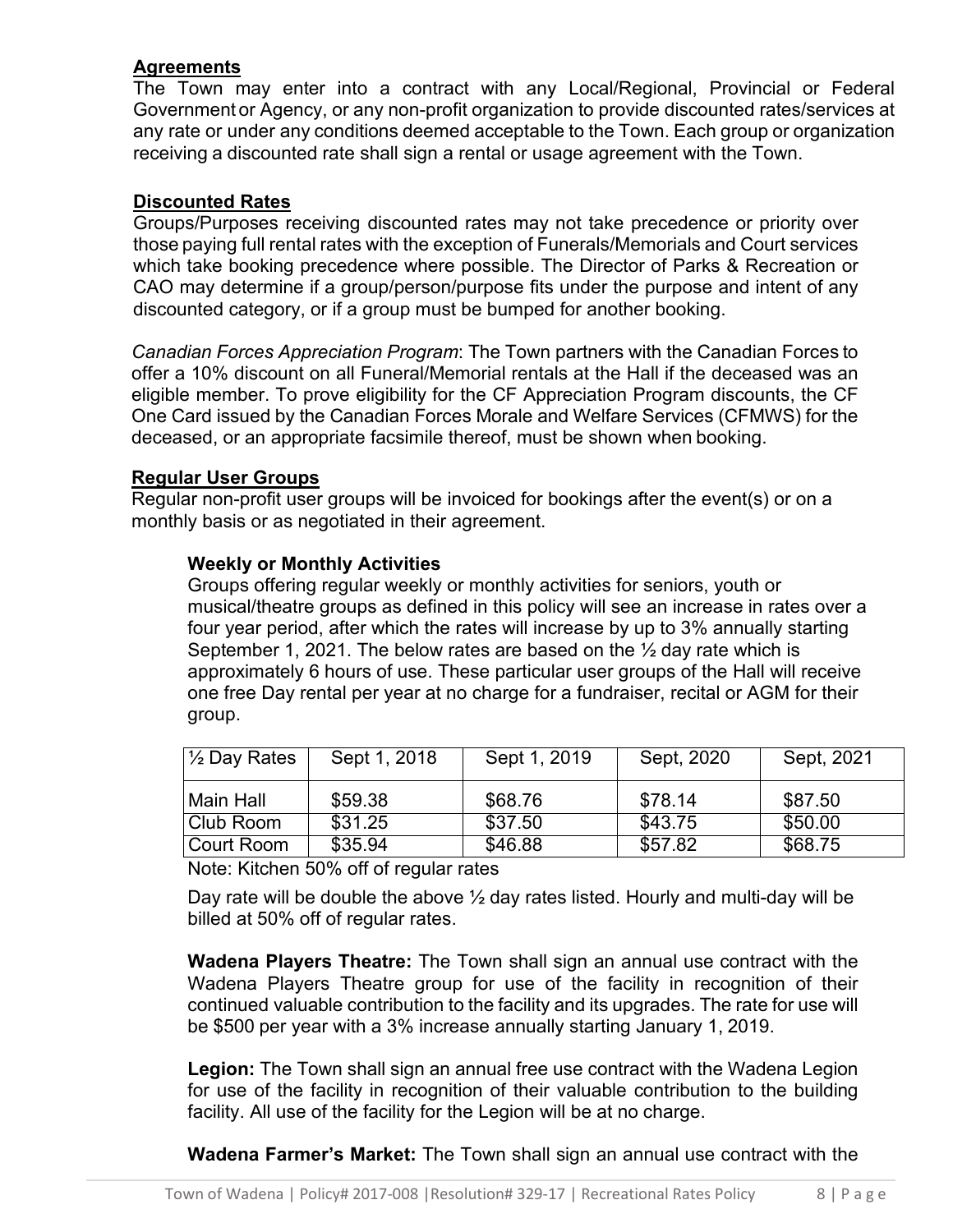**Agreements**

The Town may enter into a contract with any Local/Regional, Provincial or Federal Government or Agency, or any non-profit organization to provide discounted rates/services at any rate or under any conditions deemed acceptable to the Town. Each group or organization receiving a discounted rate shall sign a rental or usage agreement with the Town.

**Discounted Rates**

Groups/Purposes receiving discounted rates may not take precedence or priority over those paying full rental rates with the exception of Funerals/Memorials and Court services which take booking precedence where possible. The Director of Parks & Recreation or CAO may determine if a group/person/purpose fits under the purpose and intent of any discounted category, or if a group must be bumped for another booking.

*Canadian Forces Appreciation Program*: The Town partners with the Canadian Forces to offer a 10% discount on all Funeral/Memorial rentals at the Hall if the deceased was an eligible member. To prove eligibility for the CF Appreciation Program discounts, the CF One Card issued by the Canadian Forces Morale and Welfare Services (CFMWS) for the deceased, or an appropriate facsimile thereof, must be shown when booking.

**Regular User Groups**

Regular non-profit user groups will be invoiced for bookings after the event(s) or on a monthly basis or as negotiated in their agreement.

**Weekly or Monthly Activities**

Groups offering regular weekly or monthly activities for seniors, youth or musical/theatre groups as defined in this policy will see an increase in rates over a four year period, after which the rates will increase by up to 3% annually starting September 1, 2021. The below rates are based on the ½ day rate which is approximately 6 hours of use. These particular user groups of the Hall will receive one free Day rental per year at no charge for a fundraiser, recital or AGM for their group.

| ½ Day Rates | Sept 1, 2018 | Sept 1, 2019 | Sept, 2020 | Sept, 2021 |
|---|---|---|---|---|
| Main Hall | $59.38 | $68.76 | $78.14 | $87.50 |
| Club Room | $31.25 | $37.50 | $43.75 | $50.00 |
| Court Room | $35.94 | $46.88 | $57.82 | $68.75 |

Note: Kitchen 50% off of regular rates

Day rate will be double the above ½ day rates listed. Hourly and multi-day will be billed at 50% off of regular rates.

**Wadena Players Theatre:** The Town shall sign an annual use contract with the Wadena Players Theatre group for use of the facility in recognition of their continued valuable contribution to the facility and its upgrades. The rate for use will be $500 per year with a 3% increase annually starting January 1, 2019.

**Legion:** The Town shall sign an annual free use contract with the Wadena Legion for use of the facility in recognition of their valuable contribution to the building facility. All use of the facility for the Legion will be at no charge.

**Wadena Farmer's Market:** The Town shall sign an annual use contract with the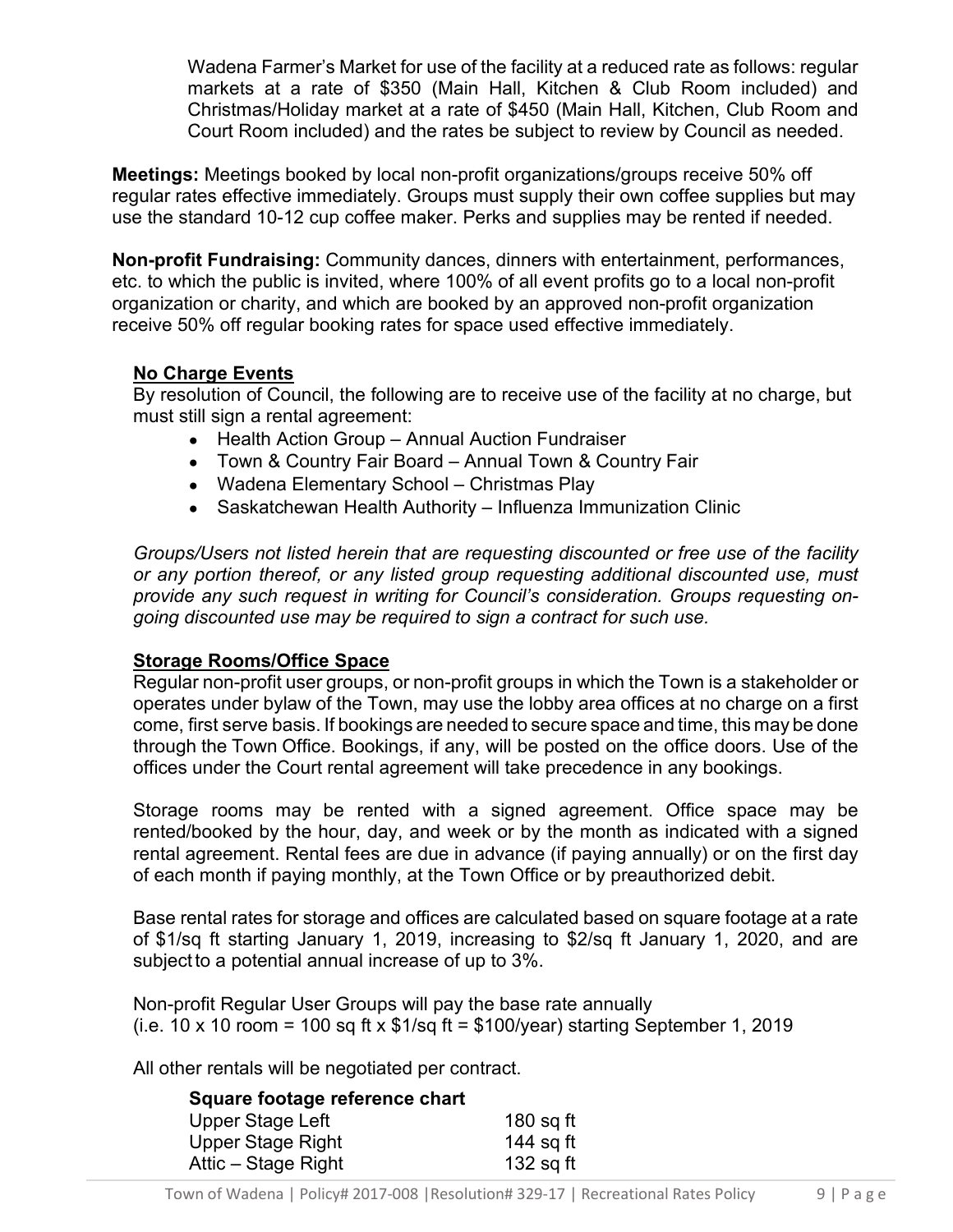Wadena Farmer's Market for use of the facility at a reduced rate as follows: regular markets at a rate of $350 (Main Hall, Kitchen & Club Room included) and Christmas/Holiday market at a rate of $450 (Main Hall, Kitchen, Club Room and Court Room included) and the rates be subject to review by Council as needed.

**Meetings:** Meetings booked by local non-profit organizations/groups receive 50% off regular rates effective immediately. Groups must supply their own coffee supplies but may use the standard 10-12 cup coffee maker. Perks and supplies may be rented if needed.

**Non-profit Fundraising:** Community dances, dinners with entertainment, performances, etc. to which the public is invited, where 100% of all event profits go to a local non-profit organization or charity, and which are booked by an approved non-profit organization receive 50% off regular booking rates for space used effective immediately.

**No Charge Events**

By resolution of Council, the following are to receive use of the facility at no charge, but must still sign a rental agreement:

- Health Action Group – Annual Auction Fundraiser
- Town & Country Fair Board – Annual Town & Country Fair
- Wadena Elementary School – Christmas Play
- Saskatchewan Health Authority – Influenza Immunization Clinic

*Groups/Users not listed herein that are requesting discounted or free use of the facility or any portion thereof, or any listed group requesting additional discounted use, must provide any such request in writing for Council's consideration. Groups requesting on-going discounted use may be required to sign a contract for such use.*

**Storage Rooms/Office Space**

Regular non-profit user groups, or non-profit groups in which the Town is a stakeholder or operates under bylaw of the Town, may use the lobby area offices at no charge on a first come, first serve basis. If bookings are needed to secure space and time, this may be done through the Town Office. Bookings, if any, will be posted on the office doors. Use of the offices under the Court rental agreement will take precedence in any bookings.

Storage rooms may be rented with a signed agreement. Office space may be rented/booked by the hour, day, and week or by the month as indicated with a signed rental agreement. Rental fees are due in advance (if paying annually) or on the first day of each month if paying monthly, at the Town Office or by preauthorized debit.

Base rental rates for storage and offices are calculated based on square footage at a rate of $1/sq ft starting January 1, 2019, increasing to $2/sq ft January 1, 2020, and are subject to a potential annual increase of up to 3%.

Non-profit Regular User Groups will pay the base rate annually
(i.e. 10 x 10 room = 100 sq ft x $1/sq ft = $100/year) starting September 1, 2019

All other rentals will be negotiated per contract.

**Square footage reference chart**

| | |
|---|---|
| Upper Stage Left | 180 sq ft |
| Upper Stage Right | 144 sq ft |
| Attic – Stage Right | 132 sq ft |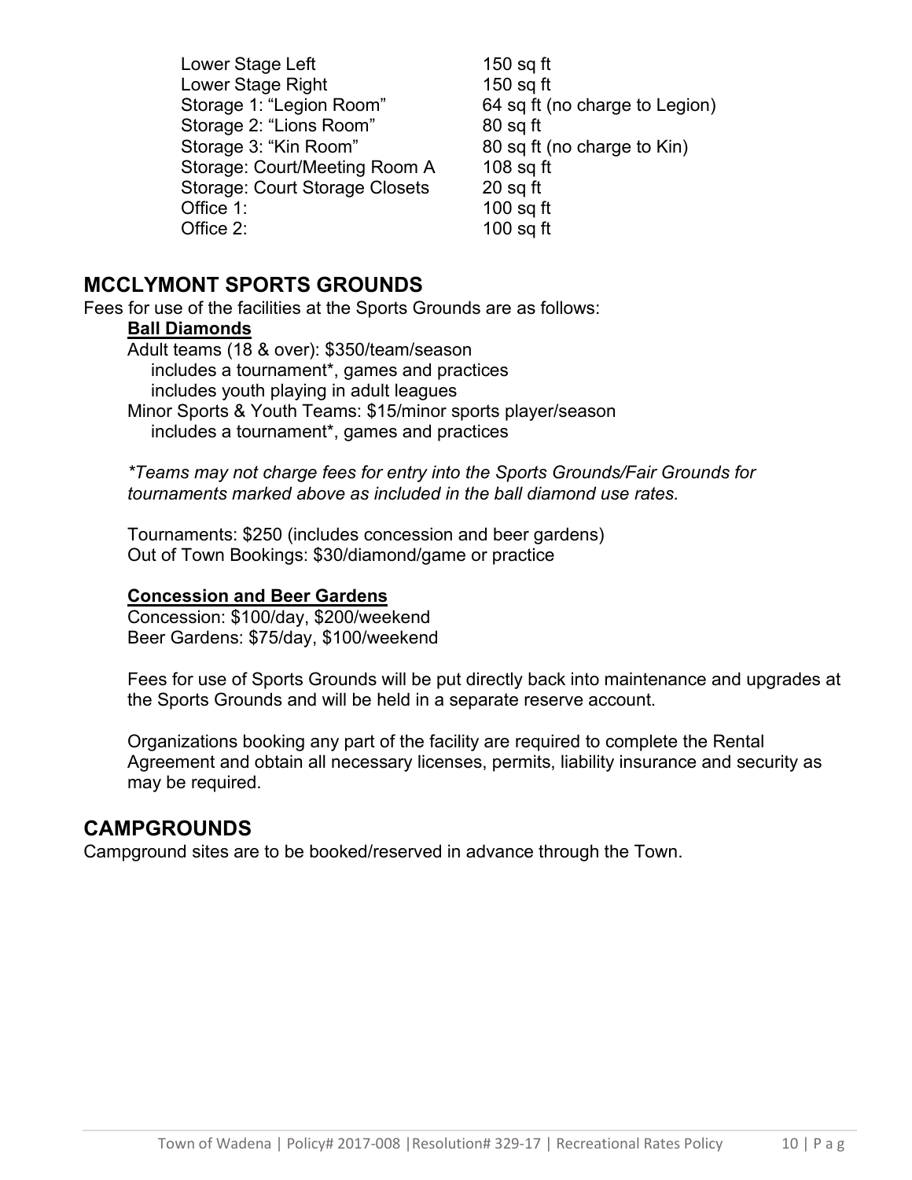| | |
|---|---|
| Lower Stage Left | 150 sq ft |
| Lower Stage Right | 150 sq ft |
| Storage 1: "Legion Room" | 64 sq ft (no charge to Legion) |
| Storage 2: "Lions Room" | 80 sq ft |
| Storage 3: "Kin Room" | 80 sq ft (no charge to Kin) |
| Storage: Court/Meeting Room A | 108 sq ft |
| Storage: Court Storage Closets | 20 sq ft |
| Office 1: | 100 sq ft |
| Office 2: | 100 sq ft |

## MCCLYMONT SPORTS GROUNDS

Fees for use of the facilities at the Sports Grounds are as follows:

**Ball Diamonds**

Adult teams (18 & over): $350/team/season
- includes a tournament*, games and practices
- includes youth playing in adult leagues

Minor Sports & Youth Teams: $15/minor sports player/season
- includes a tournament*, games and practices

*\*Teams may not charge fees for entry into the Sports Grounds/Fair Grounds for tournaments marked above as included in the ball diamond use rates.*

Tournaments: $250 (includes concession and beer gardens)
Out of Town Bookings: $30/diamond/game or practice

**Concession and Beer Gardens**

Concession: $100/day, $200/weekend
Beer Gardens: $75/day, $100/weekend

Fees for use of Sports Grounds will be put directly back into maintenance and upgrades at the Sports Grounds and will be held in a separate reserve account.

Organizations booking any part of the facility are required to complete the Rental Agreement and obtain all necessary licenses, permits, liability insurance and security as may be required.

## CAMPGROUNDS

Campground sites are to be booked/reserved in advance through the Town.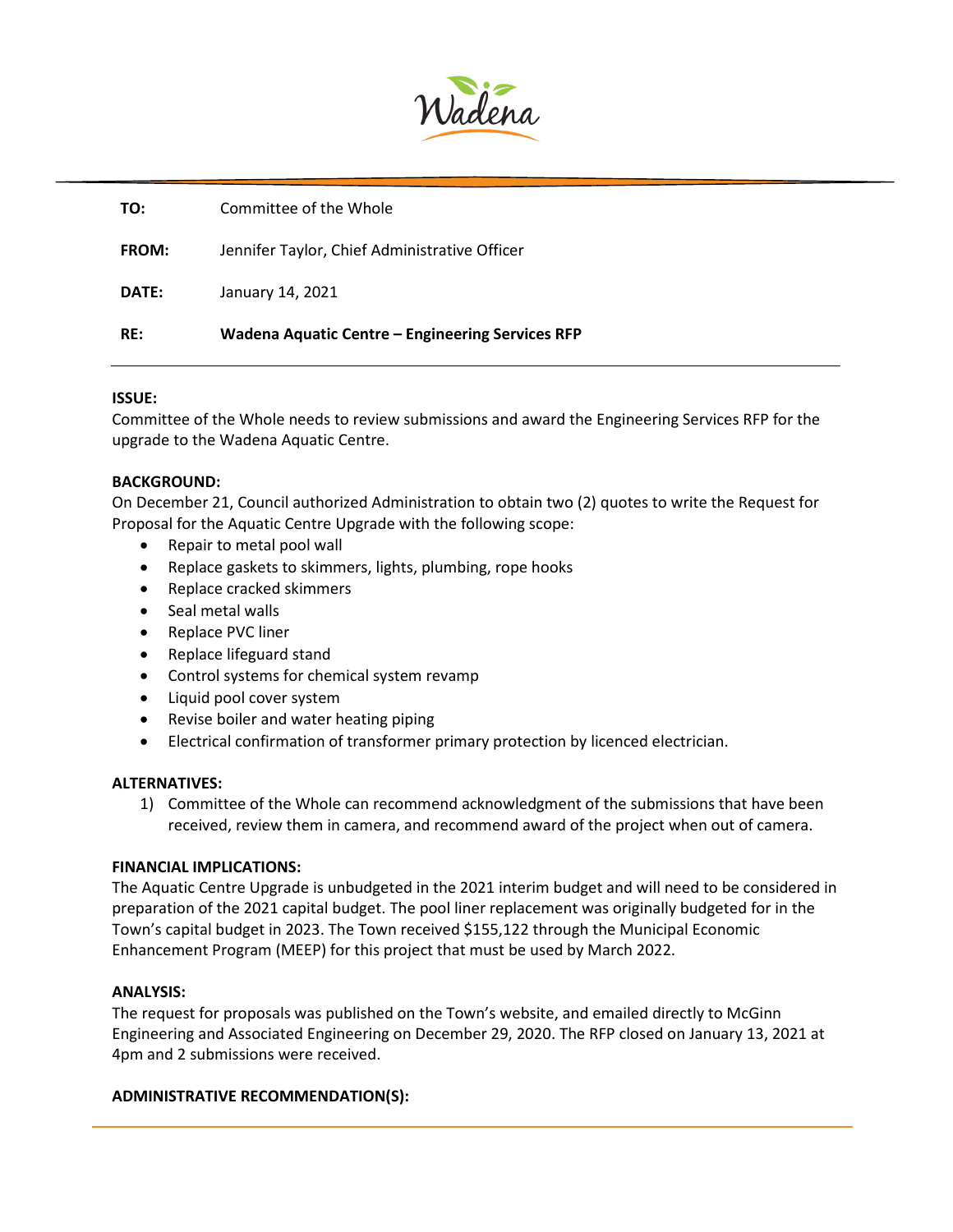Wadena

| | |
|---|---|
| **TO:** | Committee of the Whole |
| **FROM:** | Jennifer Taylor, Chief Administrative Officer |
| **DATE:** | January 14, 2021 |
| **RE:** | **Wadena Aquatic Centre – Engineering Services RFP** |

**ISSUE:**
Committee of the Whole needs to review submissions and award the Engineering Services RFP for the upgrade to the Wadena Aquatic Centre.

**BACKGROUND:**
On December 21, Council authorized Administration to obtain two (2) quotes to write the Request for Proposal for the Aquatic Centre Upgrade with the following scope:

- Repair to metal pool wall
- Replace gaskets to skimmers, lights, plumbing, rope hooks
- Replace cracked skimmers
- Seal metal walls
- Replace PVC liner
- Replace lifeguard stand
- Control systems for chemical system revamp
- Liquid pool cover system
- Revise boiler and water heating piping
- Electrical confirmation of transformer primary protection by licenced electrician.

**ALTERNATIVES:**

1) Committee of the Whole can recommend acknowledgment of the submissions that have been received, review them in camera, and recommend award of the project when out of camera.

**FINANCIAL IMPLICATIONS:**
The Aquatic Centre Upgrade is unbudgeted in the 2021 interim budget and will need to be considered in preparation of the 2021 capital budget. The pool liner replacement was originally budgeted for in the Town's capital budget in 2023. The Town received $155,122 through the Municipal Economic Enhancement Program (MEEP) for this project that must be used by March 2022.

**ANALYSIS:**
The request for proposals was published on the Town's website, and emailed directly to McGinn Engineering and Associated Engineering on December 29, 2020. The RFP closed on January 13, 2021 at 4pm and 2 submissions were received.

**ADMINISTRATIVE RECOMMENDATION(S):**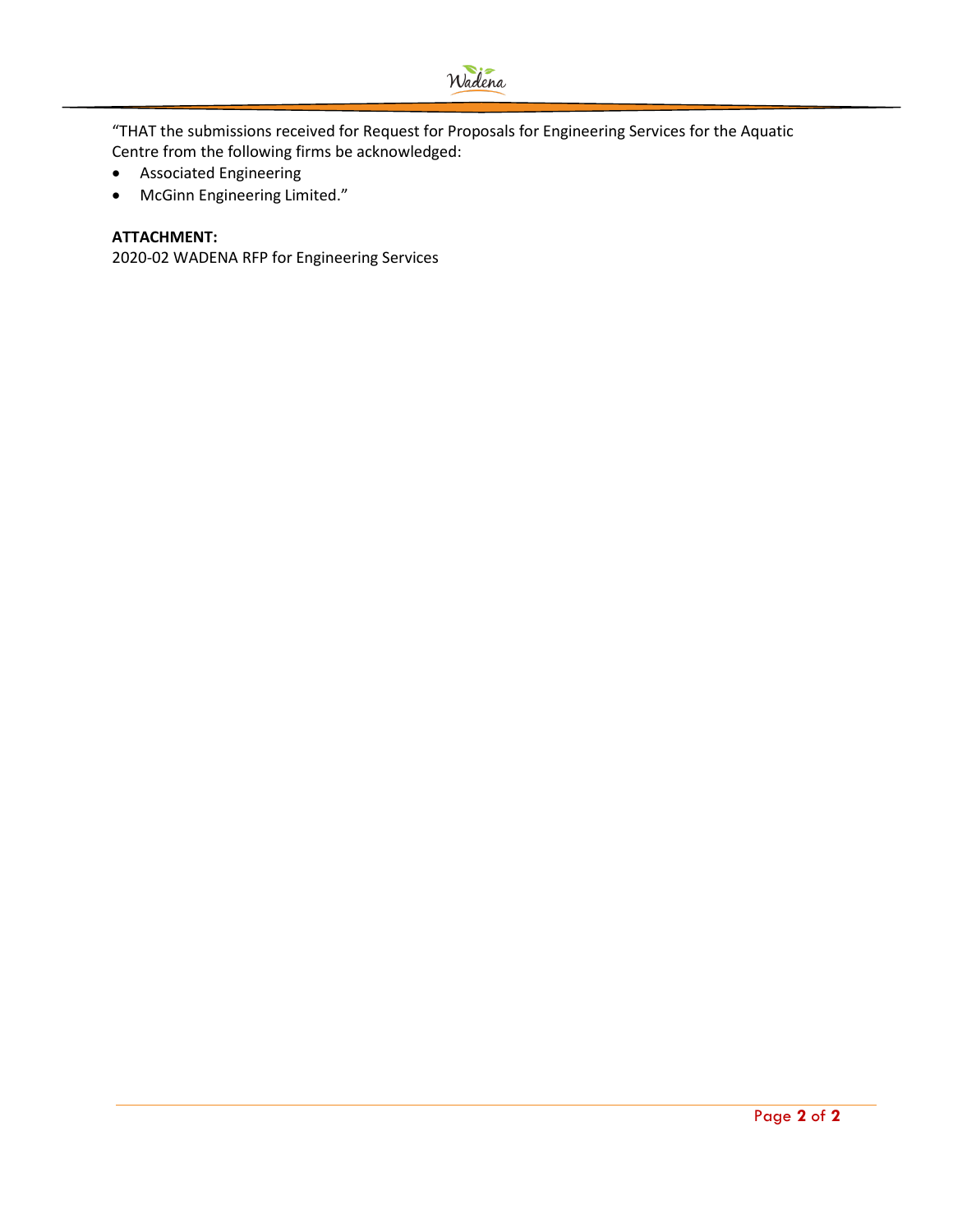"THAT the submissions received for Request for Proposals for Engineering Services for the Aquatic Centre from the following firms be acknowledged:

- Associated Engineering
- McGinn Engineering Limited."

**ATTACHMENT:**

2020-02 WADENA RFP for Engineering Services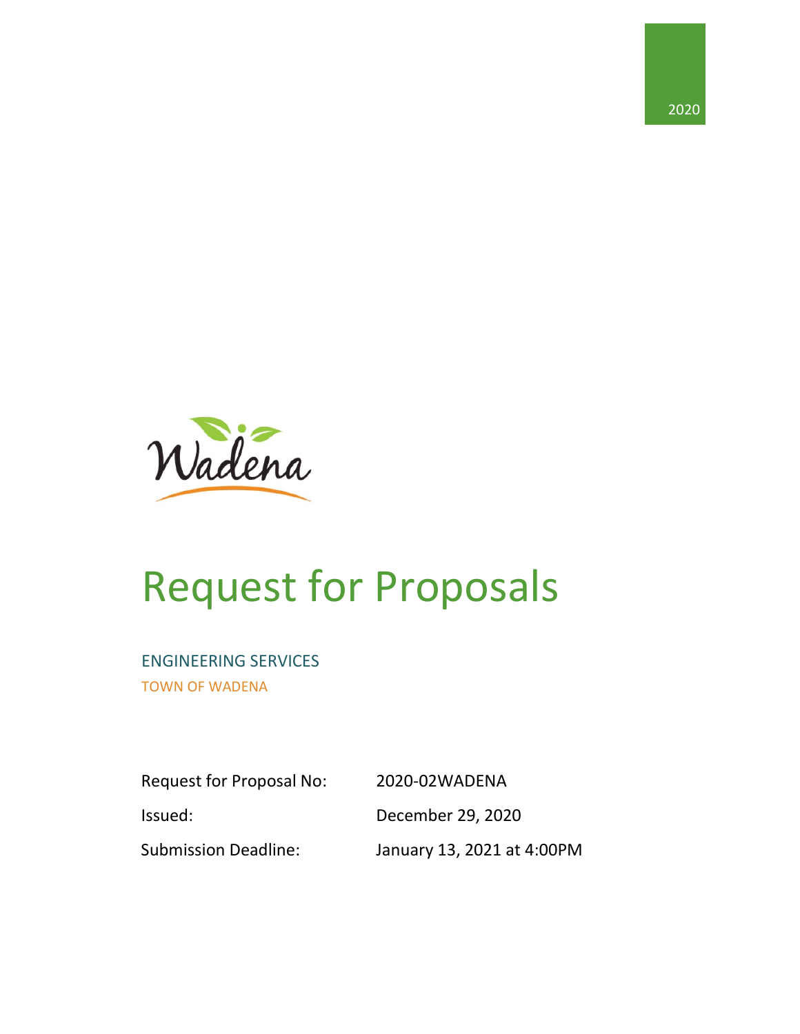2020

Wadena

# Request for Proposals

## ENGINEERING SERVICES

TOWN OF WADENA

| | |
|---|---|
| Request for Proposal No: | 2020-02WADENA |
| Issued: | December 29, 2020 |
| Submission Deadline: | January 13, 2021 at 4:00PM |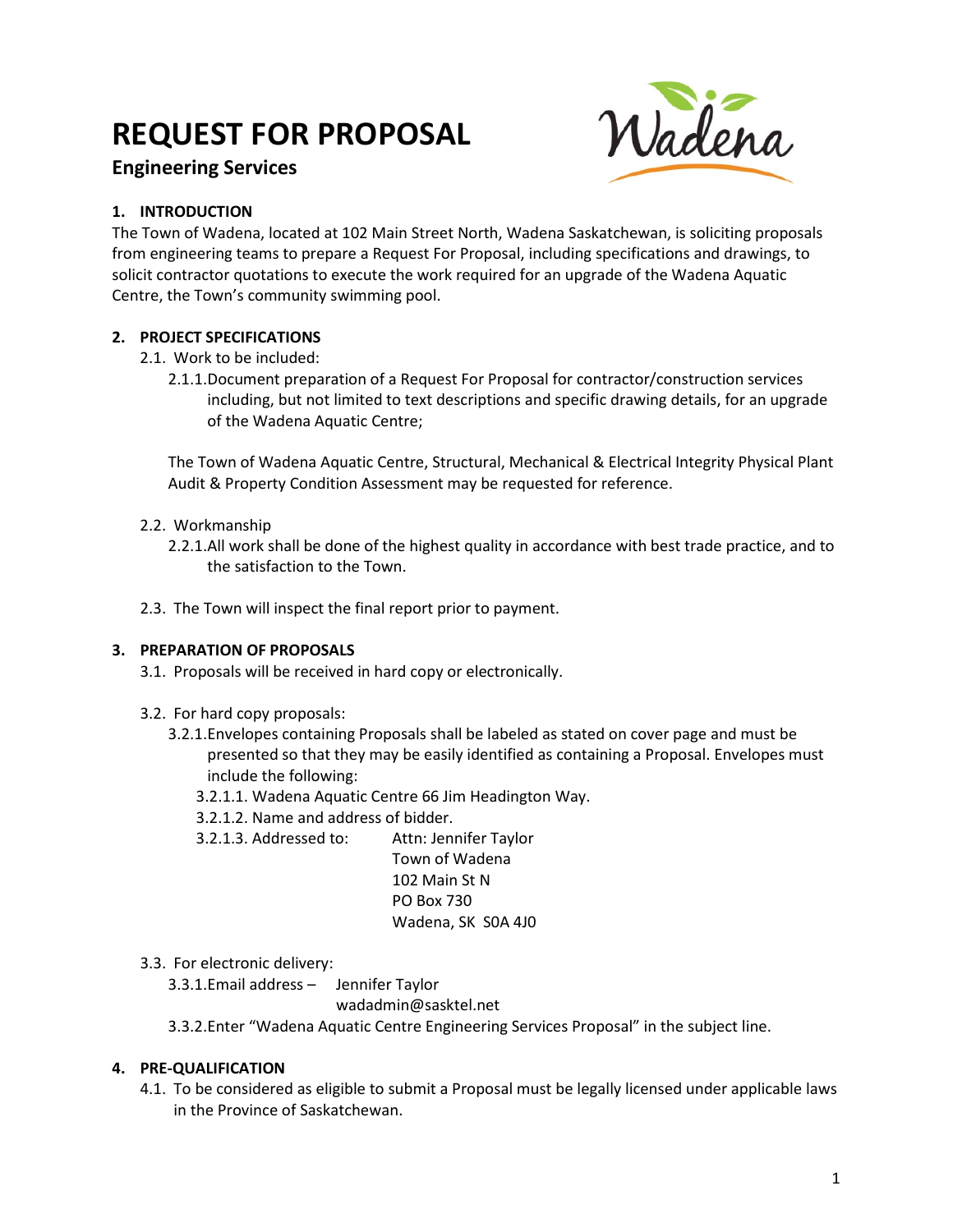# REQUEST FOR PROPOSAL

## Engineering Services

**1. INTRODUCTION**

The Town of Wadena, located at 102 Main Street North, Wadena Saskatchewan, is soliciting proposals from engineering teams to prepare a Request For Proposal, including specifications and drawings, to solicit contractor quotations to execute the work required for an upgrade of the Wadena Aquatic Centre, the Town's community swimming pool.

**2. PROJECT SPECIFICATIONS**

2.1. Work to be included:

2.1.1. Document preparation of a Request For Proposal for contractor/construction services including, but not limited to text descriptions and specific drawing details, for an upgrade of the Wadena Aquatic Centre;

The Town of Wadena Aquatic Centre, Structural, Mechanical & Electrical Integrity Physical Plant Audit & Property Condition Assessment may be requested for reference.

2.2. Workmanship

2.2.1. All work shall be done of the highest quality in accordance with best trade practice, and to the satisfaction to the Town.

2.3. The Town will inspect the final report prior to payment.

**3. PREPARATION OF PROPOSALS**

3.1. Proposals will be received in hard copy or electronically.

3.2. For hard copy proposals:

3.2.1. Envelopes containing Proposals shall be labeled as stated on cover page and must be presented so that they may be easily identified as containing a Proposal. Envelopes must include the following:

3.2.1.1. Wadena Aquatic Centre 66 Jim Headington Way.

3.2.1.2. Name and address of bidder.

3.2.1.3. Addressed to:
Attn: Jennifer Taylor
Town of Wadena
102 Main St N
PO Box 730
Wadena, SK S0A 4J0

3.3. For electronic delivery:

3.3.1. Email address – Jennifer Taylor
wadadmin@sasktel.net

3.3.2. Enter "Wadena Aquatic Centre Engineering Services Proposal" in the subject line.

**4. PRE-QUALIFICATION**

4.1. To be considered as eligible to submit a Proposal must be legally licensed under applicable laws in the Province of Saskatchewan.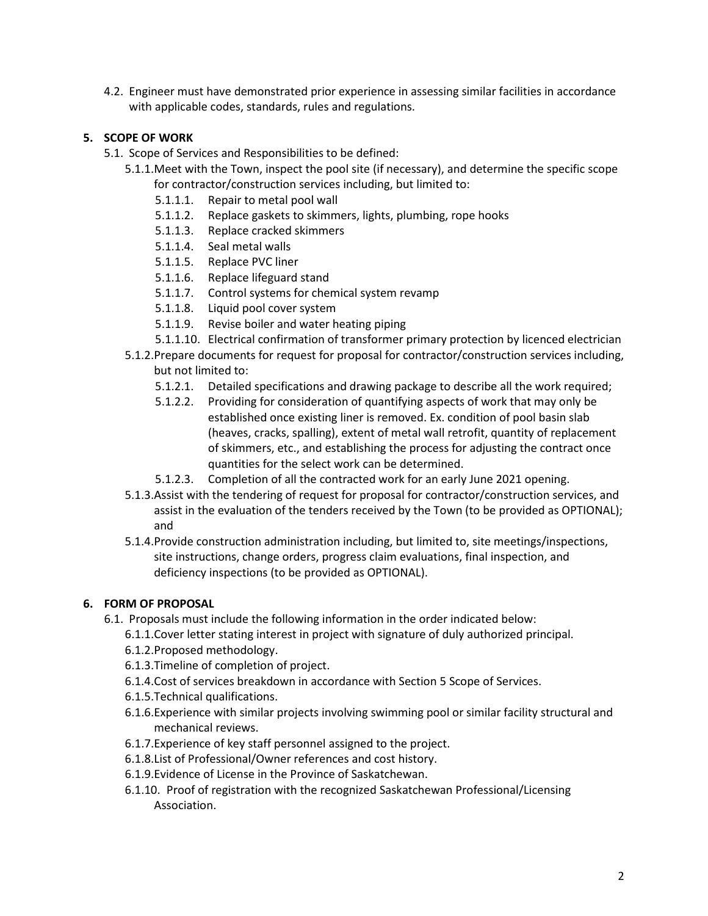4.2. Engineer must have demonstrated prior experience in assessing similar facilities in accordance with applicable codes, standards, rules and regulations.

## 5. SCOPE OF WORK

5.1. Scope of Services and Responsibilities to be defined:

5.1.1. Meet with the Town, inspect the pool site (if necessary), and determine the specific scope for contractor/construction services including, but limited to:

5.1.1.1. Repair to metal pool wall

5.1.1.2. Replace gaskets to skimmers, lights, plumbing, rope hooks

5.1.1.3. Replace cracked skimmers

5.1.1.4. Seal metal walls

5.1.1.5. Replace PVC liner

5.1.1.6. Replace lifeguard stand

5.1.1.7. Control systems for chemical system revamp

5.1.1.8. Liquid pool cover system

5.1.1.9. Revise boiler and water heating piping

5.1.1.10. Electrical confirmation of transformer primary protection by licenced electrician

5.1.2. Prepare documents for request for proposal for contractor/construction services including, but not limited to:

5.1.2.1. Detailed specifications and drawing package to describe all the work required;

5.1.2.2. Providing for consideration of quantifying aspects of work that may only be established once existing liner is removed. Ex. condition of pool basin slab (heaves, cracks, spalling), extent of metal wall retrofit, quantity of replacement of skimmers, etc., and establishing the process for adjusting the contract once quantities for the select work can be determined.

5.1.2.3. Completion of all the contracted work for an early June 2021 opening.

5.1.3. Assist with the tendering of request for proposal for contractor/construction services, and assist in the evaluation of the tenders received by the Town (to be provided as OPTIONAL); and

5.1.4. Provide construction administration including, but limited to, site meetings/inspections, site instructions, change orders, progress claim evaluations, final inspection, and deficiency inspections (to be provided as OPTIONAL).

## 6. FORM OF PROPOSAL

6.1. Proposals must include the following information in the order indicated below:

6.1.1. Cover letter stating interest in project with signature of duly authorized principal.

6.1.2. Proposed methodology.

6.1.3. Timeline of completion of project.

6.1.4. Cost of services breakdown in accordance with Section 5 Scope of Services.

6.1.5. Technical qualifications.

6.1.6. Experience with similar projects involving swimming pool or similar facility structural and mechanical reviews.

6.1.7. Experience of key staff personnel assigned to the project.

6.1.8. List of Professional/Owner references and cost history.

6.1.9. Evidence of License in the Province of Saskatchewan.

6.1.10. Proof of registration with the recognized Saskatchewan Professional/Licensing Association.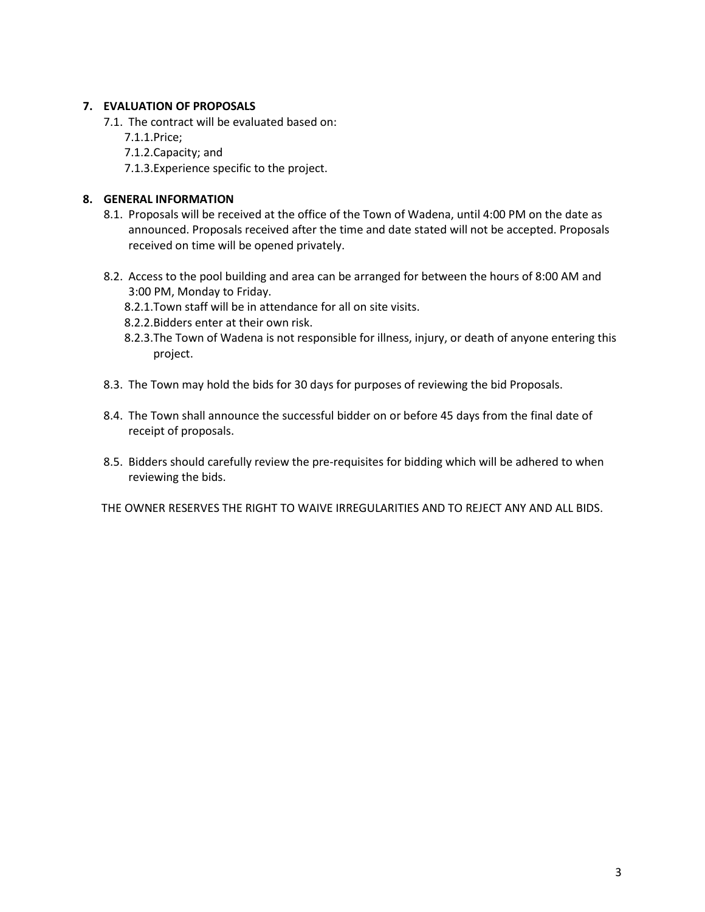## 7. EVALUATION OF PROPOSALS

7.1. The contract will be evaluated based on:

- 7.1.1. Price;
- 7.1.2. Capacity; and
- 7.1.3. Experience specific to the project.

## 8. GENERAL INFORMATION

8.1. Proposals will be received at the office of the Town of Wadena, until 4:00 PM on the date as announced. Proposals received after the time and date stated will not be accepted. Proposals received on time will be opened privately.

8.2. Access to the pool building and area can be arranged for between the hours of 8:00 AM and 3:00 PM, Monday to Friday.

- 8.2.1. Town staff will be in attendance for all on site visits.
- 8.2.2. Bidders enter at their own risk.
- 8.2.3. The Town of Wadena is not responsible for illness, injury, or death of anyone entering this project.

8.3. The Town may hold the bids for 30 days for purposes of reviewing the bid Proposals.

8.4. The Town shall announce the successful bidder on or before 45 days from the final date of receipt of proposals.

8.5. Bidders should carefully review the pre-requisites for bidding which will be adhered to when reviewing the bids.

THE OWNER RESERVES THE RIGHT TO WAIVE IRREGULARITIES AND TO REJECT ANY AND ALL BIDS.